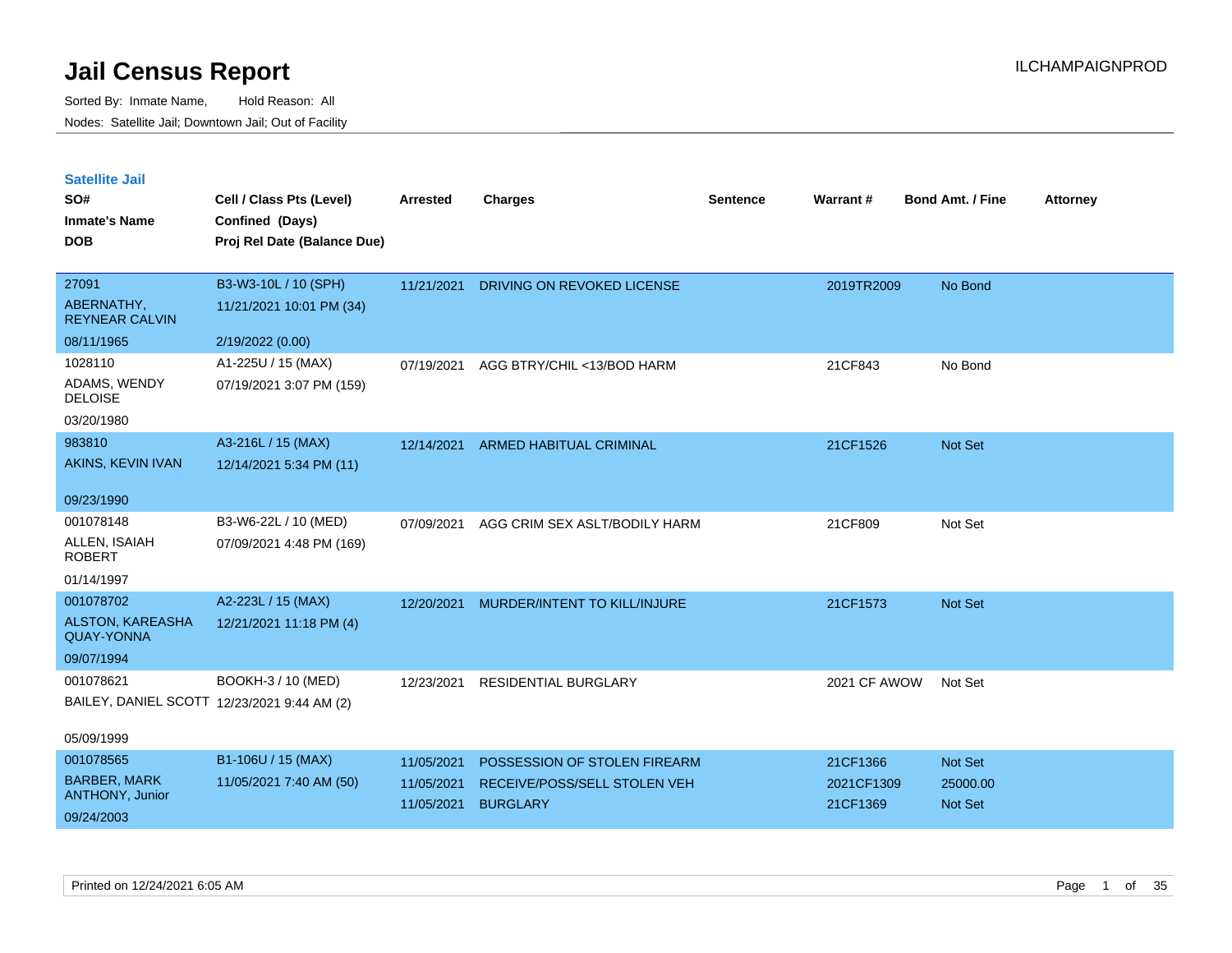# Jail Census Report

ILCHAMPAIGNPROD

Sorted By: Inmate Name, Hold Reason: All

Nodes: Satellite Jail; Downtown Jail; Out of Facility

## Satellite Jail

| SO#<br>Inmate's Name<br>DOB | Cell / Class Pts (Level)<br>Confined (Days)<br>Proj Rel Date (Balance Due) | Arrested | Charges | Sentence | Warrant # | Bond Amt. / Fine | Attorney |
|---|---|---|---|---|---|---|---|
| 27091<br>ABERNATHY, REYNEAR CALVIN<br>08/11/1965 | B3-W3-10L / 10 (SPH)<br>11/21/2021 10:01 PM (34)<br>2/19/2022 (0.00) | 11/21/2021 | DRIVING ON REVOKED LICENSE | | 2019TR2009 | No Bond | |
| 1028110<br>ADAMS, WENDY DELOISE<br>03/20/1980 | A1-225U / 15 (MAX)<br>07/19/2021 3:07 PM (159) | 07/19/2021 | AGG BTRY/CHIL <13/BOD HARM | | 21CF843 | No Bond | |
| 983810<br>AKINS, KEVIN IVAN<br>09/23/1990 | A3-216L / 15 (MAX)<br>12/14/2021 5:34 PM (11) | 12/14/2021 | ARMED HABITUAL CRIMINAL | | 21CF1526 | Not Set | |
| 001078148<br>ALLEN, ISAIAH ROBERT<br>01/14/1997 | B3-W6-22L / 10 (MED)<br>07/09/2021 4:48 PM (169) | 07/09/2021 | AGG CRIM SEX ASLT/BODILY HARM | | 21CF809 | Not Set | |
| 001078702<br>ALSTON, KAREASHA QUAY-YONNA<br>09/07/1994 | A2-223L / 15 (MAX)<br>12/21/2021 11:18 PM (4) | 12/20/2021 | MURDER/INTENT TO KILL/INJURE | | 21CF1573 | Not Set | |
| 001078621<br>BAILEY, DANIEL SCOTT<br>05/09/1999 | BOOKH-3 / 10 (MED)<br>12/23/2021 9:44 AM (2) | 12/23/2021 | RESIDENTIAL BURGLARY | | 2021 CF AWOW | Not Set | |
| 001078565<br>BARBER, MARK ANTHONY, Junior<br>09/24/2003 | B1-106U / 15 (MAX)<br>11/05/2021 7:40 AM (50) | 11/05/2021<br>11/05/2021<br>11/05/2021 | POSSESSION OF STOLEN FIREARM<br>RECEIVE/POSS/SELL STOLEN VEH<br>BURGLARY | | 21CF1366<br>2021CF1309<br>21CF1369 | Not Set<br>25000.00<br>Not Set | |

Printed on 12/24/2021 6:05 AM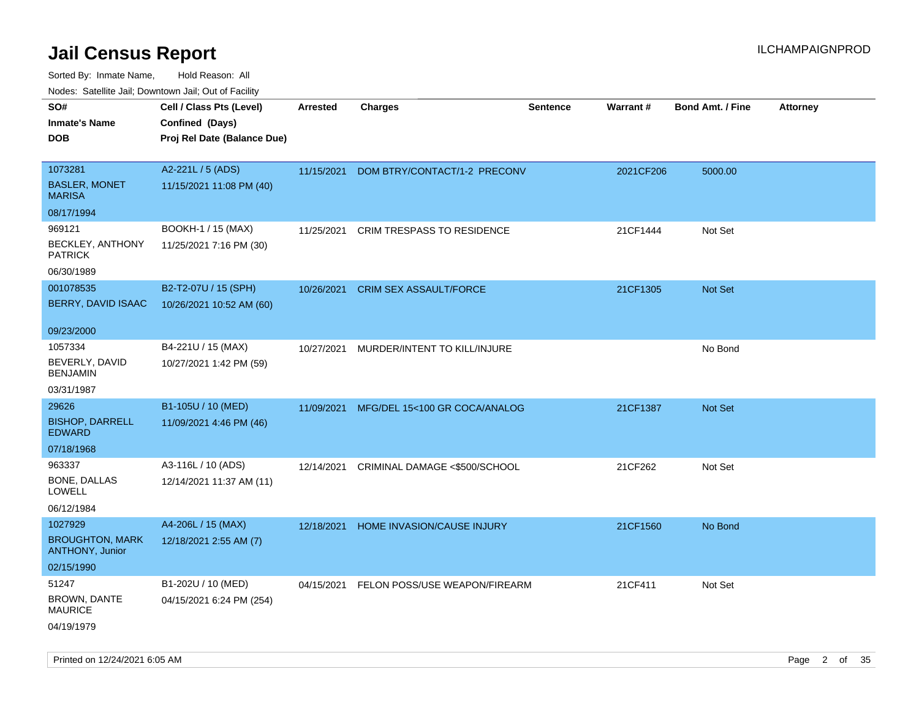# Jail Census Report

ILCHAMPAIGNPROD

Sorted By: Inmate Name, Hold Reason: All

Nodes: Satellite Jail; Downtown Jail; Out of Facility

| SO#<br>Inmate's Name<br>DOB | Cell / Class Pts (Level)<br>Confined (Days)<br>Proj Rel Date (Balance Due) | Arrested | Charges | Sentence | Warrant # | Bond Amt. / Fine | Attorney |
|---|---|---|---|---|---|---|---|
| 1073281<br>BASLER, MONET MARISA<br>08/17/1994 | A2-221L / 5 (ADS)<br>11/15/2021 11:08 PM (40) | 11/15/2021 | DOM BTRY/CONTACT/1-2 PRECONV | | 2021CF206 | 5000.00 | |
| 969121<br>BECKLEY, ANTHONY PATRICK<br>06/30/1989 | BOOKH-1 / 15 (MAX)<br>11/25/2021 7:16 PM (30) | 11/25/2021 | CRIM TRESPASS TO RESIDENCE | | 21CF1444 | Not Set | |
| 001078535<br>BERRY, DAVID ISAAC<br>09/23/2000 | B2-T2-07U / 15 (SPH)<br>10/26/2021 10:52 AM (60) | 10/26/2021 | CRIM SEX ASSAULT/FORCE | | 21CF1305 | Not Set | |
| 1057334<br>BEVERLY, DAVID BENJAMIN<br>03/31/1987 | B4-221U / 15 (MAX)<br>10/27/2021 1:42 PM (59) | 10/27/2021 | MURDER/INTENT TO KILL/INJURE | | | No Bond | |
| 29626<br>BISHOP, DARRELL EDWARD<br>07/18/1968 | B1-105U / 10 (MED)<br>11/09/2021 4:46 PM (46) | 11/09/2021 | MFG/DEL 15<100 GR COCA/ANALOG | | 21CF1387 | Not Set | |
| 963337<br>BONE, DALLAS LOWELL<br>06/12/1984 | A3-116L / 10 (ADS)<br>12/14/2021 11:37 AM (11) | 12/14/2021 | CRIMINAL DAMAGE <$500/SCHOOL | | 21CF262 | Not Set | |
| 1027929<br>BROUGHTON, MARK ANTHONY, Junior<br>02/15/1990 | A4-206L / 15 (MAX)<br>12/18/2021 2:55 AM (7) | 12/18/2021 | HOME INVASION/CAUSE INJURY | | 21CF1560 | No Bond | |
| 51247<br>BROWN, DANTE MAURICE<br>04/19/1979 | B1-202U / 10 (MED)<br>04/15/2021 6:24 PM (254) | 04/15/2021 | FELON POSS/USE WEAPON/FIREARM | | 21CF411 | Not Set | |

Printed on 12/24/2021 6:05 AM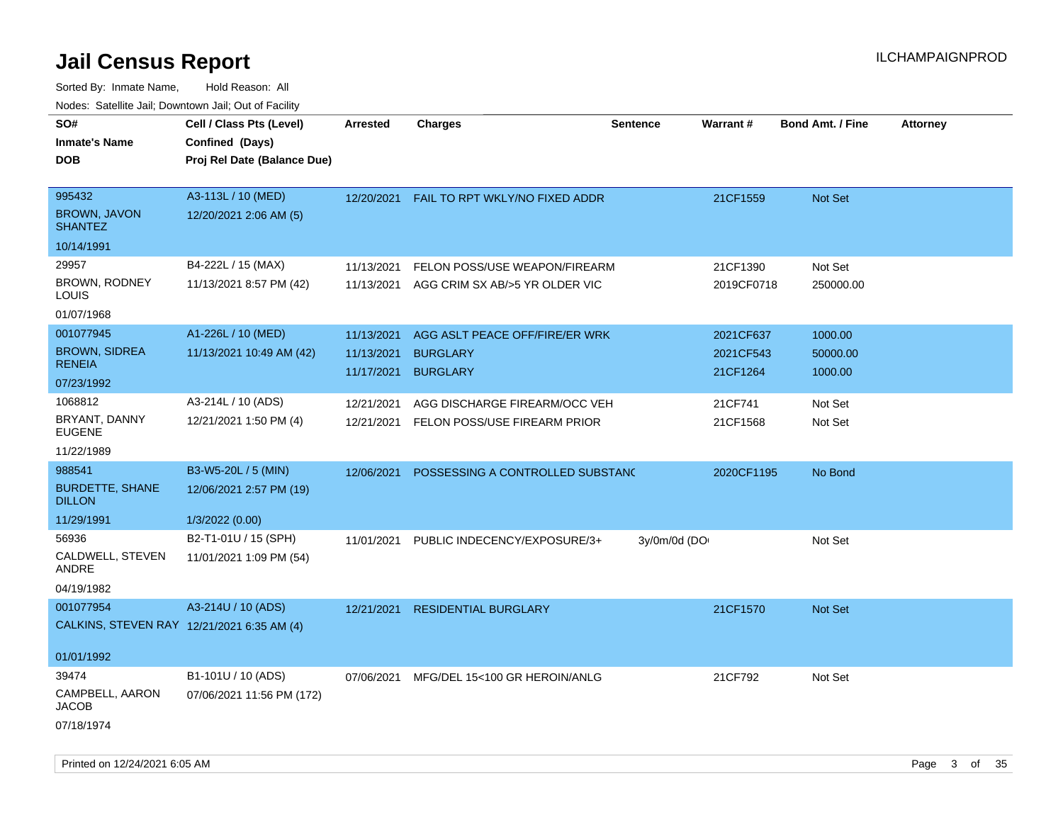# Jail Census Report

ILCHAMPAIGNPROD

Sorted By: Inmate Name, Hold Reason: All

Nodes: Satellite Jail; Downtown Jail; Out of Facility

| SO# / Inmate's Name / DOB | Cell / Class Pts (Level) / Confined (Days) / Proj Rel Date (Balance Due) | Arrested | Charges | Sentence | Warrant # | Bond Amt. / Fine | Attorney |
|---|---|---|---|---|---|---|---|
| 995432<br>BROWN, JAVON SHANTEZ<br>10/14/1991 | A3-113L / 10 (MED)<br>12/20/2021 2:06 AM (5) | 12/20/2021 | FAIL TO RPT WKLY/NO FIXED ADDR | | 21CF1559 | Not Set | |
| 29957<br>BROWN, RODNEY LOUIS<br>01/07/1968 | B4-222L / 15 (MAX)<br>11/13/2021 8:57 PM (42) | 11/13/2021<br>11/13/2021 | FELON POSS/USE WEAPON/FIREARM<br>AGG CRIM SX AB/>5 YR OLDER VIC | | 21CF1390<br>2019CF0718 | Not Set<br>250000.00 | |
| 001077945<br>BROWN, SIDREA RENEIA<br>07/23/1992 | A1-226L / 10 (MED)<br>11/13/2021 10:49 AM (42) | 11/13/2021<br>11/13/2021<br>11/17/2021 | AGG ASLT PEACE OFF/FIRE/ER WRK<br>BURGLARY<br>BURGLARY | | 2021CF637<br>2021CF543<br>21CF1264 | 1000.00<br>50000.00<br>1000.00 | |
| 1068812<br>BRYANT, DANNY EUGENE<br>11/22/1989 | A3-214L / 10 (ADS)<br>12/21/2021 1:50 PM (4) | 12/21/2021<br>12/21/2021 | AGG DISCHARGE FIREARM/OCC VEH<br>FELON POSS/USE FIREARM PRIOR | | 21CF741<br>21CF1568 | Not Set<br>Not Set | |
| 988541<br>BURDETTE, SHANE DILLON<br>11/29/1991 | B3-W5-20L / 5 (MIN)<br>12/06/2021 2:57 PM (19)<br>1/3/2022 (0.00) | 12/06/2021 | POSSESSING A CONTROLLED SUBSTANC | | 2020CF1195 | No Bond | |
| 56936<br>CALDWELL, STEVEN ANDRE<br>04/19/1982 | B2-T1-01U / 15 (SPH)<br>11/01/2021 1:09 PM (54) | 11/01/2021 | PUBLIC INDECENCY/EXPOSURE/3+ | 3y/0m/0d (DO | | Not Set | |
| 001077954<br>CALKINS, STEVEN RAY<br>01/01/1992 | A3-214U / 10 (ADS)<br>12/21/2021 6:35 AM (4) | 12/21/2021 | RESIDENTIAL BURGLARY | | 21CF1570 | Not Set | |
| 39474<br>CAMPBELL, AARON JACOB<br>07/18/1974 | B1-101U / 10 (ADS)<br>07/06/2021 11:56 PM (172) | 07/06/2021 | MFG/DEL 15<100 GR HEROIN/ANLG | | 21CF792 | Not Set | |

Printed on 12/24/2021 6:05 AM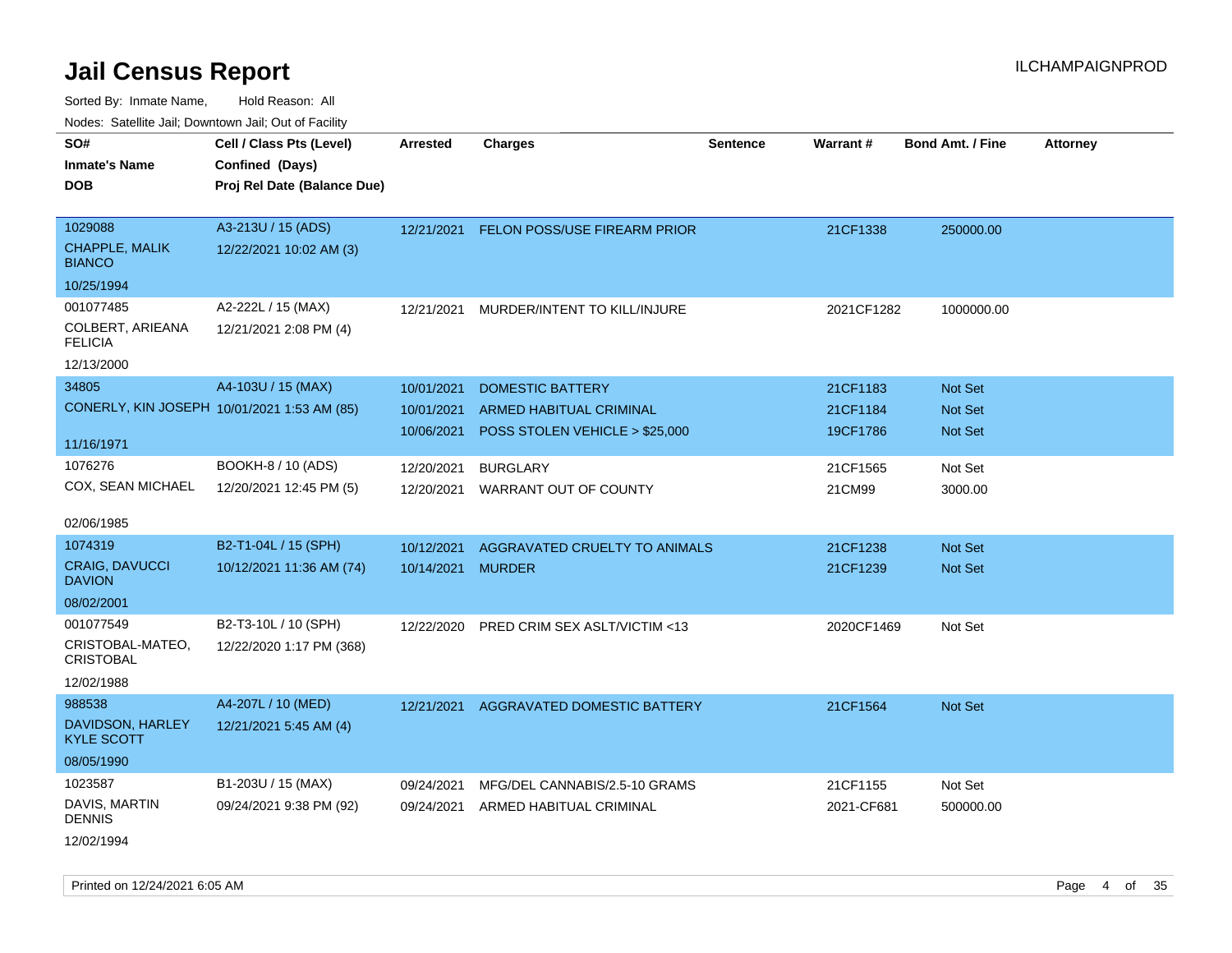# Jail Census Report

Sorted By: Inmate Name, Hold Reason: All

Nodes: Satellite Jail; Downtown Jail; Out of Facility

| SO# / Inmate's Name / DOB | Cell / Class Pts (Level) / Confined (Days) / Proj Rel Date (Balance Due) | Arrested | Charges | Sentence | Warrant # | Bond Amt. / Fine | Attorney |
|---|---|---|---|---|---|---|---|
| 1029088<br>CHAPPLE, MALIK BIANCO<br>10/25/1994 | A3-213U / 15 (ADS)<br>12/22/2021 10:02 AM (3) | 12/21/2021 | FELON POSS/USE FIREARM PRIOR | | 21CF1338 | 250000.00 | |
| 001077485<br>COLBERT, ARIEANA FELICIA<br>12/13/2000 | A2-222L / 15 (MAX)<br>12/21/2021 2:08 PM (4) | 12/21/2021 | MURDER/INTENT TO KILL/INJURE | | 2021CF1282 | 1000000.00 | |
| 34805<br>CONERLY, KIN JOSEPH<br>11/16/1971 | A4-103U / 15 (MAX)<br>10/01/2021 1:53 AM (85) | 10/01/2021 | DOMESTIC BATTERY | | 21CF1183 | Not Set | |
| | | 10/01/2021 | ARMED HABITUAL CRIMINAL | | 21CF1184 | Not Set | |
| | | 10/06/2021 | POSS STOLEN VEHICLE > $25,000 | | 19CF1786 | Not Set | |
| 1076276<br>COX, SEAN MICHAEL<br>02/06/1985 | BOOKH-8 / 10 (ADS)<br>12/20/2021 12:45 PM (5) | 12/20/2021 | BURGLARY | | 21CF1565 | Not Set | |
| | | 12/20/2021 | WARRANT OUT OF COUNTY | | 21CM99 | 3000.00 | |
| 1074319<br>CRAIG, DAVUCCI DAVION<br>08/02/2001 | B2-T1-04L / 15 (SPH)<br>10/12/2021 11:36 AM (74) | 10/12/2021 | AGGRAVATED CRUELTY TO ANIMALS | | 21CF1238 | Not Set | |
| | | 10/14/2021 | MURDER | | 21CF1239 | Not Set | |
| 001077549<br>CRISTOBAL-MATEO, CRISTOBAL<br>12/02/1988 | B2-T3-10L / 10 (SPH)<br>12/22/2020 1:17 PM (368) | 12/22/2020 | PRED CRIM SEX ASLT/VICTIM <13 | | 2020CF1469 | Not Set | |
| 988538<br>DAVIDSON, HARLEY KYLE SCOTT<br>08/05/1990 | A4-207L / 10 (MED)<br>12/21/2021 5:45 AM (4) | 12/21/2021 | AGGRAVATED DOMESTIC BATTERY | | 21CF1564 | Not Set | |
| 1023587<br>DAVIS, MARTIN DENNIS<br>12/02/1994 | B1-203U / 15 (MAX)<br>09/24/2021 9:38 PM (92) | 09/24/2021 | MFG/DEL CANNABIS/2.5-10 GRAMS | | 21CF1155 | Not Set | |
| | | 09/24/2021 | ARMED HABITUAL CRIMINAL | | 2021-CF681 | 500000.00 | |

Printed on 12/24/2021 6:05 AM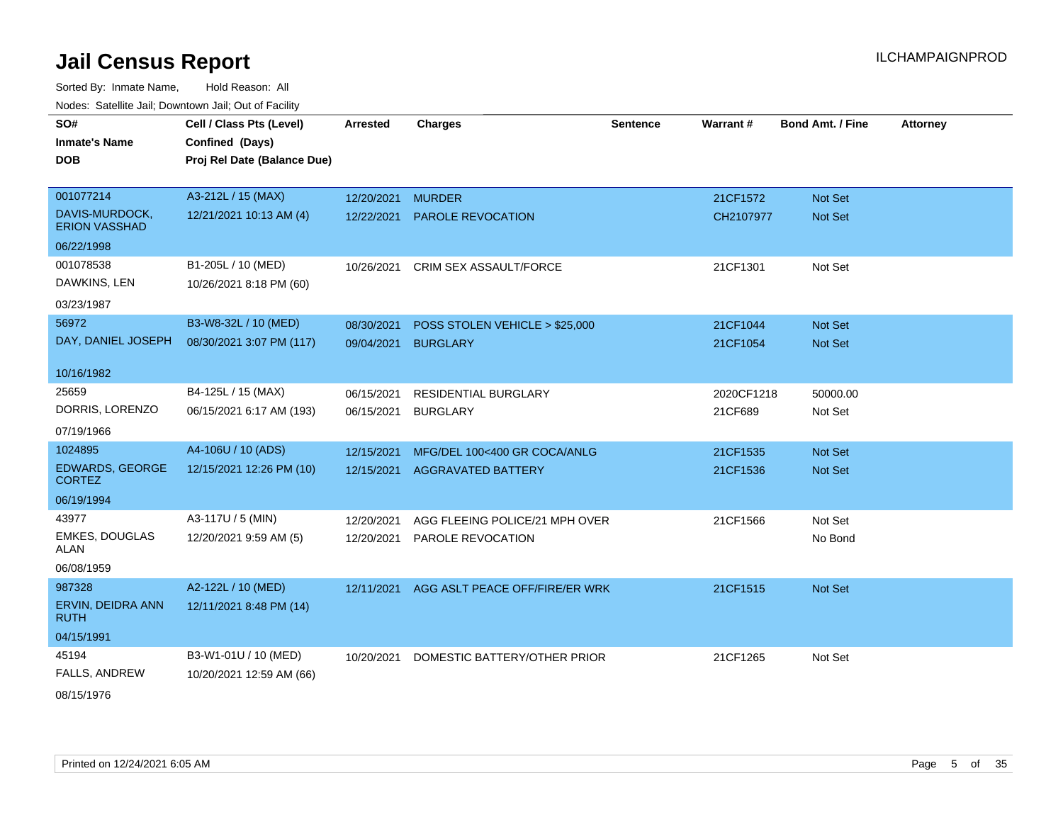# Jail Census Report

ILCHAMPAIGNPROD

Sorted By: Inmate Name, Hold Reason: All

Nodes: Satellite Jail; Downtown Jail; Out of Facility

| SO# / Inmate's Name / DOB | Cell / Class Pts (Level) / Confined (Days) / Proj Rel Date (Balance Due) | Arrested | Charges | Sentence | Warrant # | Bond Amt. / Fine | Attorney |
|---|---|---|---|---|---|---|---|
| 001077214<br>DAVIS-MURDOCK, ERION VASSHAD<br>06/22/1998 | A3-212L / 15 (MAX)<br>12/21/2021 10:13 AM (4) | 12/20/2021<br>12/22/2021 | MURDER<br>PAROLE REVOCATION | | 21CF1572<br>CH2107977 | Not Set<br>Not Set | |
| 001078538<br>DAWKINS, LEN<br>03/23/1987 | B1-205L / 10 (MED)<br>10/26/2021 8:18 PM (60) | 10/26/2021 | CRIM SEX ASSAULT/FORCE | | 21CF1301 | Not Set | |
| 56972<br>DAY, DANIEL JOSEPH<br>10/16/1982 | B3-W8-32L / 10 (MED)<br>08/30/2021 3:07 PM (117) | 08/30/2021<br>09/04/2021 | POSS STOLEN VEHICLE > $25,000<br>BURGLARY | | 21CF1044<br>21CF1054 | Not Set<br>Not Set | |
| 25659<br>DORRIS, LORENZO<br>07/19/1966 | B4-125L / 15 (MAX)<br>06/15/2021 6:17 AM (193) | 06/15/2021<br>06/15/2021 | RESIDENTIAL BURGLARY<br>BURGLARY | | 2020CF1218<br>21CF689 | 50000.00<br>Not Set | |
| 1024895<br>EDWARDS, GEORGE CORTEZ<br>06/19/1994 | A4-106U / 10 (ADS)<br>12/15/2021 12:26 PM (10) | 12/15/2021<br>12/15/2021 | MFG/DEL 100<400 GR COCA/ANLG<br>AGGRAVATED BATTERY | | 21CF1535<br>21CF1536 | Not Set<br>Not Set | |
| 43977<br>EMKES, DOUGLAS ALAN<br>06/08/1959 | A3-117U / 5 (MIN)<br>12/20/2021 9:59 AM (5) | 12/20/2021<br>12/20/2021 | AGG FLEEING POLICE/21 MPH OVER<br>PAROLE REVOCATION | | 21CF1566 | Not Set<br>No Bond | |
| 987328<br>ERVIN, DEIDRA ANN RUTH<br>04/15/1991 | A2-122L / 10 (MED)<br>12/11/2021 8:48 PM (14) | 12/11/2021 | AGG ASLT PEACE OFF/FIRE/ER WRK | | 21CF1515 | Not Set | |
| 45194<br>FALLS, ANDREW<br>08/15/1976 | B3-W1-01U / 10 (MED)<br>10/20/2021 12:59 AM (66) | 10/20/2021 | DOMESTIC BATTERY/OTHER PRIOR | | 21CF1265 | Not Set | |

Printed on 12/24/2021 6:05 AM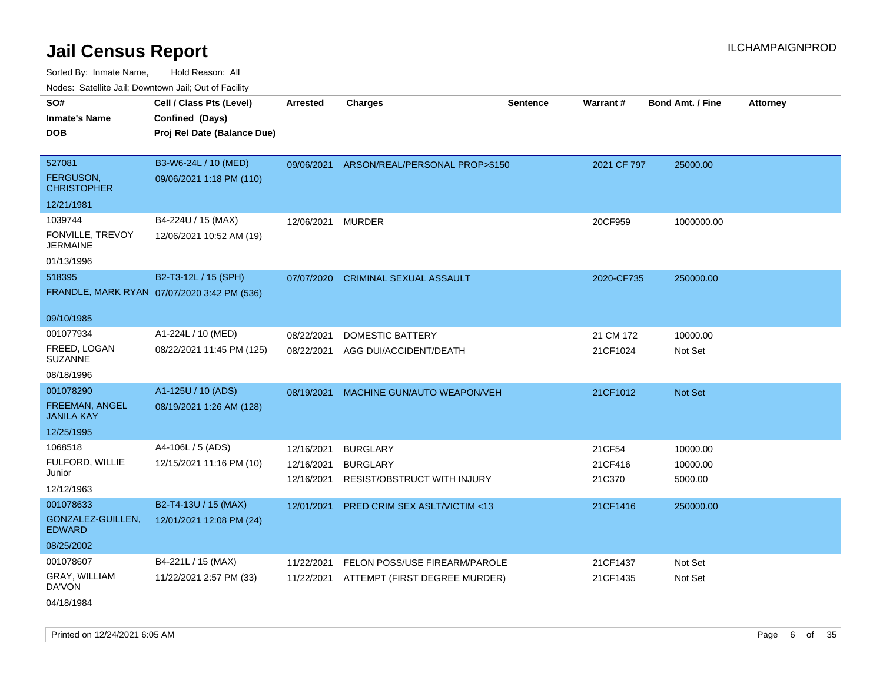# Jail Census Report

Sorted By: Inmate Name, Hold Reason: All

Nodes: Satellite Jail; Downtown Jail; Out of Facility

| SO# / Inmate's Name / DOB | Cell / Class Pts (Level) / Confined (Days) / Proj Rel Date (Balance Due) | Arrested | Charges | Sentence | Warrant # | Bond Amt. / Fine | Attorney |
|---|---|---|---|---|---|---|---|
| 527081<br>FERGUSON, CHRISTOPHER<br>12/21/1981 | B3-W6-24L / 10 (MED)<br>09/06/2021 1:18 PM (110) | 09/06/2021 | ARSON/REAL/PERSONAL PROP>$150 | | 2021 CF 797 | 25000.00 | |
| 1039744<br>FONVILLE, TREVOY JERMAINE<br>01/13/1996 | B4-224U / 15 (MAX)<br>12/06/2021 10:52 AM (19) | 12/06/2021 | MURDER | | 20CF959 | 1000000.00 | |
| 518395<br>FRANDLE, MARK RYAN<br>09/10/1985 | B2-T3-12L / 15 (SPH)<br>07/07/2020 3:42 PM (536) | 07/07/2020 | CRIMINAL SEXUAL ASSAULT | | 2020-CF735 | 250000.00 | |
| 001077934<br>FREED, LOGAN SUZANNE<br>08/18/1996 | A1-224L / 10 (MED)<br>08/22/2021 11:45 PM (125) | 08/22/2021 | DOMESTIC BATTERY | | 21 CM 172 | 10000.00 | |
| | | 08/22/2021 | AGG DUI/ACCIDENT/DEATH | | 21CF1024 | Not Set | |
| 001078290<br>FREEMAN, ANGEL JANILA KAY<br>12/25/1995 | A1-125U / 10 (ADS)<br>08/19/2021 1:26 AM (128) | 08/19/2021 | MACHINE GUN/AUTO WEAPON/VEH | | 21CF1012 | Not Set | |
| 1068518<br>FULFORD, WILLIE Junior<br>12/12/1963 | A4-106L / 5 (ADS)<br>12/15/2021 11:16 PM (10) | 12/16/2021 | BURGLARY | | 21CF54 | 10000.00 | |
| | | 12/16/2021 | BURGLARY | | 21CF416 | 10000.00 | |
| | | 12/16/2021 | RESIST/OBSTRUCT WITH INJURY | | 21C370 | 5000.00 | |
| 001078633<br>GONZALEZ-GUILLEN, EDWARD<br>08/25/2002 | B2-T4-13U / 15 (MAX)<br>12/01/2021 12:08 PM (24) | 12/01/2021 | PRED CRIM SEX ASLT/VICTIM <13 | | 21CF1416 | 250000.00 | |
| 001078607<br>GRAY, WILLIAM DA'VON<br>04/18/1984 | B4-221L / 15 (MAX)<br>11/22/2021 2:57 PM (33) | 11/22/2021 | FELON POSS/USE FIREARM/PAROLE | | 21CF1437 | Not Set | |
| | | 11/22/2021 | ATTEMPT (FIRST DEGREE MURDER) | | 21CF1435 | Not Set | |

Printed on 12/24/2021 6:05 AM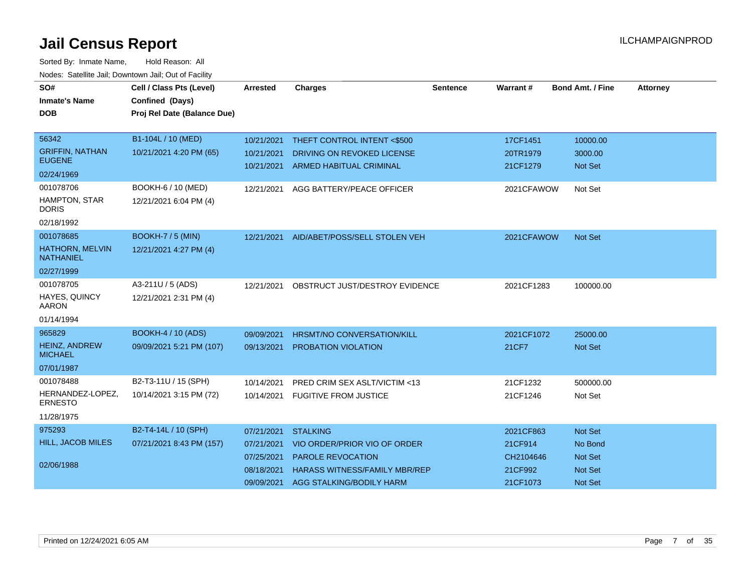# Jail Census Report

ILCHAMPAIGNPROD

Sorted By: Inmate Name, Hold Reason: All

Nodes: Satellite Jail; Downtown Jail; Out of Facility

| SO# / Inmate's Name / DOB | Cell / Class Pts (Level) / Confined (Days) / Proj Rel Date (Balance Due) | Arrested | Charges | Sentence | Warrant # | Bond Amt. / Fine | Attorney |
|---|---|---|---|---|---|---|---|
| 56342<br>GRIFFIN, NATHAN EUGENE<br>02/24/1969 | B1-104L / 10 (MED)<br>10/21/2021 4:20 PM (65) | 10/21/2021<br>10/21/2021<br>10/21/2021 | THEFT CONTROL INTENT <$500<br>DRIVING ON REVOKED LICENSE<br>ARMED HABITUAL CRIMINAL | | 17CF1451<br>20TR1979<br>21CF1279 | 10000.00<br>3000.00<br>Not Set | |
| 001078706<br>HAMPTON, STAR DORIS<br>02/18/1992 | BOOKH-6 / 10 (MED)<br>12/21/2021 6:04 PM (4) | 12/21/2021 | AGG BATTERY/PEACE OFFICER | | 2021CFAWOW | Not Set | |
| 001078685<br>HATHORN, MELVIN NATHANIEL<br>02/27/1999 | BOOKH-7 / 5 (MIN)<br>12/21/2021 4:27 PM (4) | 12/21/2021 | AID/ABET/POSS/SELL STOLEN VEH | | 2021CFAWOW | Not Set | |
| 001078705<br>HAYES, QUINCY AARON<br>01/14/1994 | A3-211U / 5 (ADS)<br>12/21/2021 2:31 PM (4) | 12/21/2021 | OBSTRUCT JUST/DESTROY EVIDENCE | | 2021CF1283 | 100000.00 | |
| 965829<br>HEINZ, ANDREW MICHAEL<br>07/01/1987 | BOOKH-4 / 10 (ADS)<br>09/09/2021 5:21 PM (107) | 09/09/2021<br>09/13/2021 | HRSMT/NO CONVERSATION/KILL<br>PROBATION VIOLATION | | 2021CF1072<br>21CF7 | 25000.00<br>Not Set | |
| 001078488<br>HERNANDEZ-LOPEZ, ERNESTO<br>11/28/1975 | B2-T3-11U / 15 (SPH)<br>10/14/2021 3:15 PM (72) | 10/14/2021<br>10/14/2021 | PRED CRIM SEX ASLT/VICTIM <13<br>FUGITIVE FROM JUSTICE | | 21CF1232<br>21CF1246 | 500000.00<br>Not Set | |
| 975293<br>HILL, JACOB MILES<br>02/06/1988 | B2-T4-14L / 10 (SPH)<br>07/21/2021 8:43 PM (157) | 07/21/2021<br>07/21/2021<br>07/25/2021<br>08/18/2021<br>09/09/2021 | STALKING<br>VIO ORDER/PRIOR VIO OF ORDER<br>PAROLE REVOCATION<br>HARASS WITNESS/FAMILY MBR/REP<br>AGG STALKING/BODILY HARM | | 2021CF863<br>21CF914<br>CH2104646<br>21CF992<br>21CF1073 | Not Set<br>No Bond<br>Not Set<br>Not Set<br>Not Set | |

Printed on 12/24/2021 6:05 AM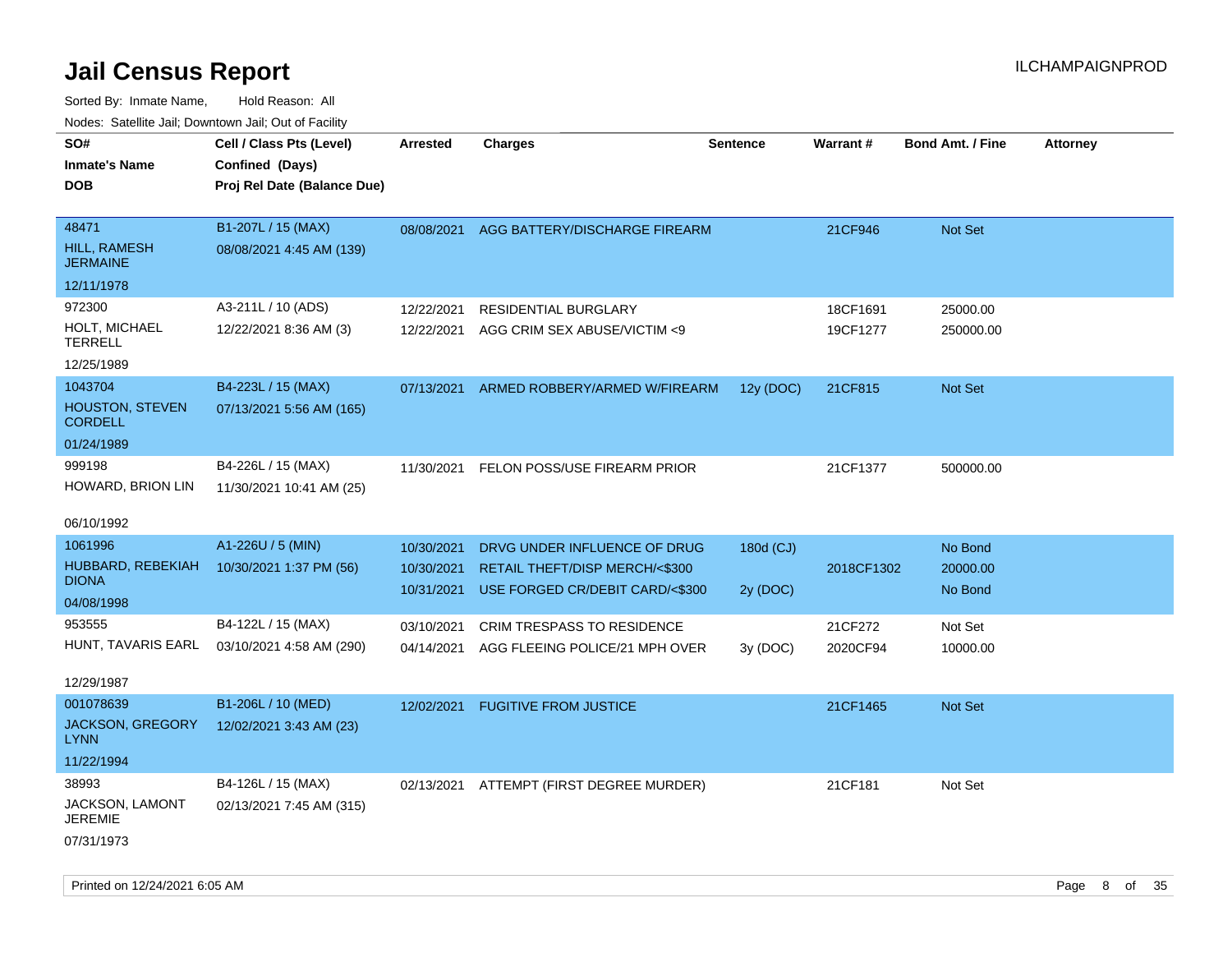# Jail Census Report

ILCHAMPAIGNPROD

Sorted By: Inmate Name, Hold Reason: All

Nodes: Satellite Jail; Downtown Jail; Out of Facility

| SO# / Inmate's Name / DOB | Cell / Class Pts (Level) / Confined (Days) / Proj Rel Date (Balance Due) | Arrested | Charges | Sentence | Warrant # | Bond Amt. / Fine | Attorney |
|---|---|---|---|---|---|---|---|
| 48471<br>HILL, RAMESH JERMAINE<br>12/11/1978 | B1-207L / 15 (MAX)<br>08/08/2021 4:45 AM (139) | 08/08/2021 | AGG BATTERY/DISCHARGE FIREARM | | 21CF946 | Not Set | |
| 972300<br>HOLT, MICHAEL TERRELL<br>12/25/1989 | A3-211L / 10 (ADS)<br>12/22/2021 8:36 AM (3) | 12/22/2021 | RESIDENTIAL BURGLARY | | 18CF1691 | 25000.00 | |
| | | 12/22/2021 | AGG CRIM SEX ABUSE/VICTIM <9 | | 19CF1277 | 250000.00 | |
| 1043704<br>HOUSTON, STEVEN CORDELL<br>01/24/1989 | B4-223L / 15 (MAX)<br>07/13/2021 5:56 AM (165) | 07/13/2021 | ARMED ROBBERY/ARMED W/FIREARM | 12y (DOC) | 21CF815 | Not Set | |
| 999198<br>HOWARD, BRION LIN<br>06/10/1992 | B4-226L / 15 (MAX)<br>11/30/2021 10:41 AM (25) | 11/30/2021 | FELON POSS/USE FIREARM PRIOR | | 21CF1377 | 500000.00 | |
| 1061996<br>HUBBARD, REBEKIAH DIONA<br>04/08/1998 | A1-226U / 5 (MIN)<br>10/30/2021 1:37 PM (56) | 10/30/2021 | DRVG UNDER INFLUENCE OF DRUG | 180d (CJ) | | No Bond | |
| | | 10/30/2021 | RETAIL THEFT/DISP MERCH/<$300 | | 2018CF1302 | 20000.00 | |
| | | 10/31/2021 | USE FORGED CR/DEBIT CARD/<$300 | 2y (DOC) | | No Bond | |
| 953555<br>HUNT, TAVARIS EARL<br>12/29/1987 | B4-122L / 15 (MAX)<br>03/10/2021 4:58 AM (290) | 03/10/2021 | CRIM TRESPASS TO RESIDENCE | | 21CF272 | Not Set | |
| | | 04/14/2021 | AGG FLEEING POLICE/21 MPH OVER | 3y (DOC) | 2020CF94 | 10000.00 | |
| 001078639<br>JACKSON, GREGORY LYNN<br>11/22/1994 | B1-206L / 10 (MED)<br>12/02/2021 3:43 AM (23) | 12/02/2021 | FUGITIVE FROM JUSTICE | | 21CF1465 | Not Set | |
| 38993<br>JACKSON, LAMONT JEREMIE<br>07/31/1973 | B4-126L / 15 (MAX)<br>02/13/2021 7:45 AM (315) | 02/13/2021 | ATTEMPT (FIRST DEGREE MURDER) | | 21CF181 | Not Set | |

Printed on 12/24/2021 6:05 AM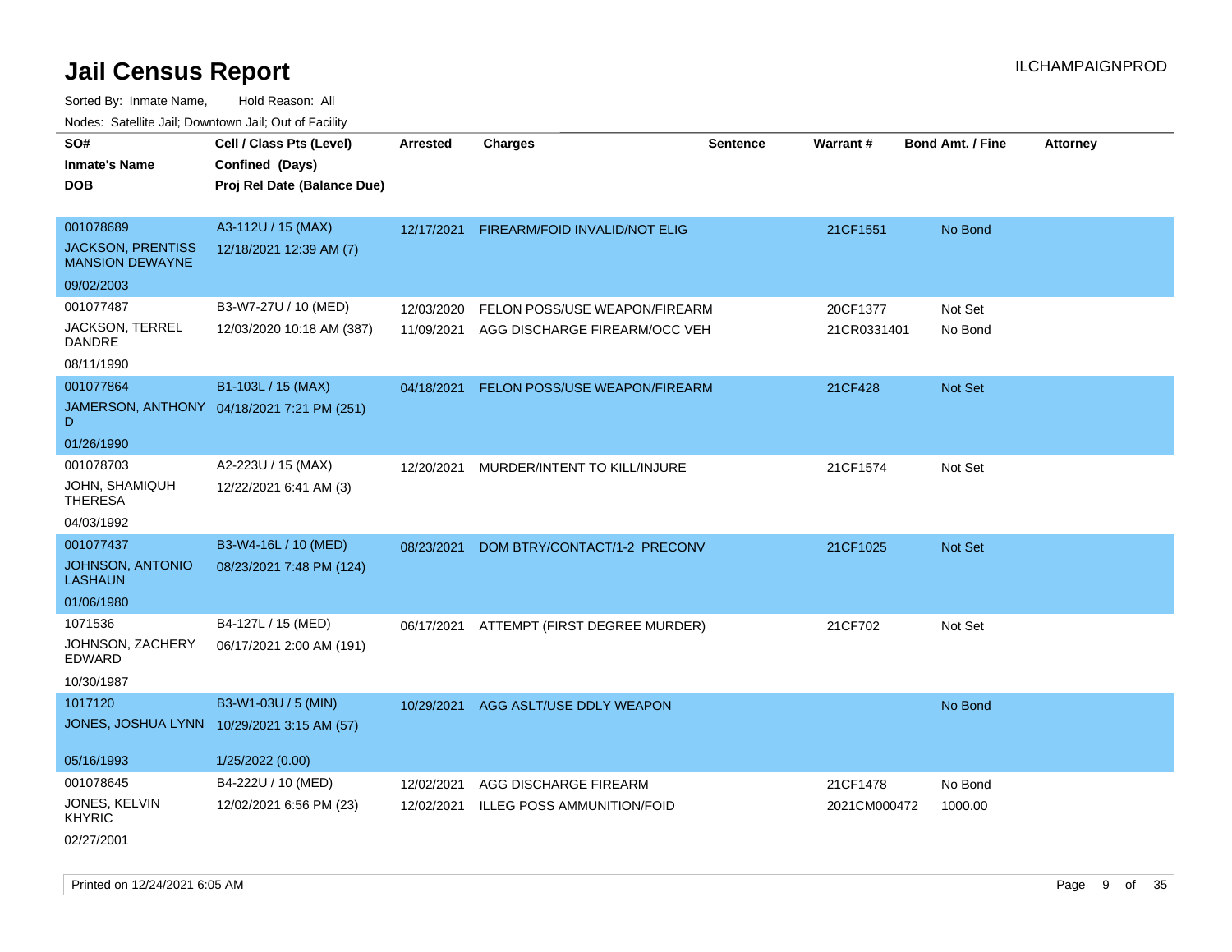# Jail Census Report

Sorted By: Inmate Name, Hold Reason: All

Nodes: Satellite Jail; Downtown Jail; Out of Facility

| SO# / Inmate's Name / DOB | Cell / Class Pts (Level) / Confined (Days) / Proj Rel Date (Balance Due) | Arrested | Charges | Sentence | Warrant # | Bond Amt. / Fine | Attorney |
|---|---|---|---|---|---|---|---|
| 001078689<br>JACKSON, PRENTISS MANSION DEWAYNE<br>09/02/2003 | A3-112U / 15 (MAX)<br>12/18/2021 12:39 AM (7) | 12/17/2021 | FIREARM/FOID INVALID/NOT ELIG | | 21CF1551 | No Bond | |
| 001077487<br>JACKSON, TERREL DANDRE<br>08/11/1990 | B3-W7-27U / 10 (MED)<br>12/03/2020 10:18 AM (387) | 12/03/2020<br>11/09/2021 | FELON POSS/USE WEAPON/FIREARM<br>AGG DISCHARGE FIREARM/OCC VEH | | 20CF1377<br>21CR0331401 | Not Set<br>No Bond | |
| 001077864<br>JAMERSON, ANTHONY D<br>01/26/1990 | B1-103L / 15 (MAX)<br>04/18/2021 7:21 PM (251) | 04/18/2021 | FELON POSS/USE WEAPON/FIREARM | | 21CF428 | Not Set | |
| 001078703<br>JOHN, SHAMIQUH THERESA<br>04/03/1992 | A2-223U / 15 (MAX)<br>12/22/2021 6:41 AM (3) | 12/20/2021 | MURDER/INTENT TO KILL/INJURE | | 21CF1574 | Not Set | |
| 001077437<br>JOHNSON, ANTONIO LASHAUN<br>01/06/1980 | B3-W4-16L / 10 (MED)<br>08/23/2021 7:48 PM (124) | 08/23/2021 | DOM BTRY/CONTACT/1-2 PRECONV | | 21CF1025 | Not Set | |
| 1071536<br>JOHNSON, ZACHERY EDWARD<br>10/30/1987 | B4-127L / 15 (MED)<br>06/17/2021 2:00 AM (191) | 06/17/2021 | ATTEMPT (FIRST DEGREE MURDER) | | 21CF702 | Not Set | |
| 1017120<br>JONES, JOSHUA LYNN<br>05/16/1993 | B3-W1-03U / 5 (MIN)<br>10/29/2021 3:15 AM (57)<br>1/25/2022 (0.00) | 10/29/2021 | AGG ASLT/USE DDLY WEAPON | | | No Bond | |
| 001078645<br>JONES, KELVIN KHYRIC<br>02/27/2001 | B4-222U / 10 (MED)<br>12/02/2021 6:56 PM (23) | 12/02/2021<br>12/02/2021 | AGG DISCHARGE FIREARM<br>ILLEG POSS AMMUNITION/FOID | | 21CF1478<br>2021CM000472 | No Bond<br>1000.00 | |

Printed on 12/24/2021 6:05 AM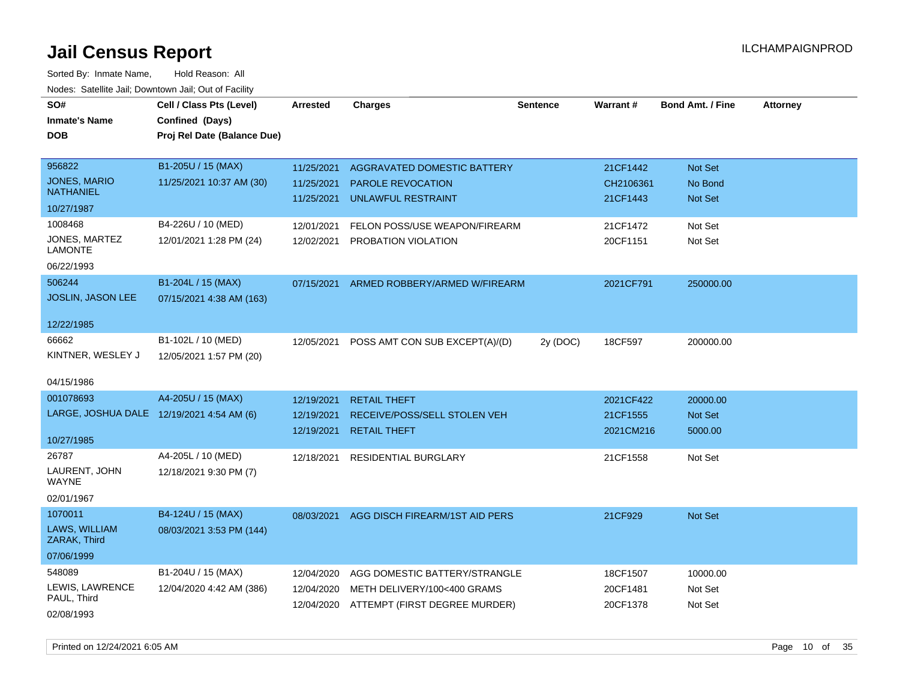# Jail Census Report

ILCHAMPAIGNPROD

Sorted By: Inmate Name, Hold Reason: All

Nodes: Satellite Jail; Downtown Jail; Out of Facility

| SO# / Inmate's Name / DOB | Cell / Class Pts (Level) / Confined (Days) / Proj Rel Date (Balance Due) | Arrested | Charges | Sentence | Warrant # | Bond Amt. / Fine | Attorney |
|---|---|---|---|---|---|---|---|
| 956822<br>JONES, MARIO NATHANIEL<br>10/27/1987 | B1-205U / 15 (MAX)<br>11/25/2021 10:37 AM (30) | 11/25/2021 | AGGRAVATED DOMESTIC BATTERY | | 21CF1442 | Not Set | |
| | | 11/25/2021 | PAROLE REVOCATION | | CH2106361 | No Bond | |
| | | 11/25/2021 | UNLAWFUL RESTRAINT | | 21CF1443 | Not Set | |
| 1008468<br>JONES, MARTEZ LAMONTE<br>06/22/1993 | B4-226U / 10 (MED)<br>12/01/2021 1:28 PM (24) | 12/01/2021 | FELON POSS/USE WEAPON/FIREARM | | 21CF1472 | Not Set | |
| | | 12/02/2021 | PROBATION VIOLATION | | 20CF1151 | Not Set | |
| 506244<br>JOSLIN, JASON LEE<br>12/22/1985 | B1-204L / 15 (MAX)<br>07/15/2021 4:38 AM (163) | 07/15/2021 | ARMED ROBBERY/ARMED W/FIREARM | | 2021CF791 | 250000.00 | |
| 66662<br>KINTNER, WESLEY J<br>04/15/1986 | B1-102L / 10 (MED)<br>12/05/2021 1:57 PM (20) | 12/05/2021 | POSS AMT CON SUB EXCEPT(A)/(D) | 2y (DOC) | 18CF597 | 200000.00 | |
| 001078693<br>LARGE, JOSHUA DALE<br>10/27/1985 | A4-205U / 15 (MAX)<br>12/19/2021 4:54 AM (6) | 12/19/2021 | RETAIL THEFT | | 2021CF422 | 20000.00 | |
| | | 12/19/2021 | RECEIVE/POSS/SELL STOLEN VEH | | 21CF1555 | Not Set | |
| | | 12/19/2021 | RETAIL THEFT | | 2021CM216 | 5000.00 | |
| 26787<br>LAURENT, JOHN WAYNE<br>02/01/1967 | A4-205L / 10 (MED)<br>12/18/2021 9:30 PM (7) | 12/18/2021 | RESIDENTIAL BURGLARY | | 21CF1558 | Not Set | |
| 1070011<br>LAWS, WILLIAM ZARAK, Third<br>07/06/1999 | B4-124U / 15 (MAX)<br>08/03/2021 3:53 PM (144) | 08/03/2021 | AGG DISCH FIREARM/1ST AID PERS | | 21CF929 | Not Set | |
| 548089<br>LEWIS, LAWRENCE PAUL, Third<br>02/08/1993 | B1-204U / 15 (MAX)<br>12/04/2020 4:42 AM (386) | 12/04/2020 | AGG DOMESTIC BATTERY/STRANGLE | | 18CF1507 | 10000.00 | |
| | | 12/04/2020 | METH DELIVERY/100<400 GRAMS | | 20CF1481 | Not Set | |
| | | 12/04/2020 | ATTEMPT (FIRST DEGREE MURDER) | | 20CF1378 | Not Set | |

Printed on 12/24/2021 6:05 AM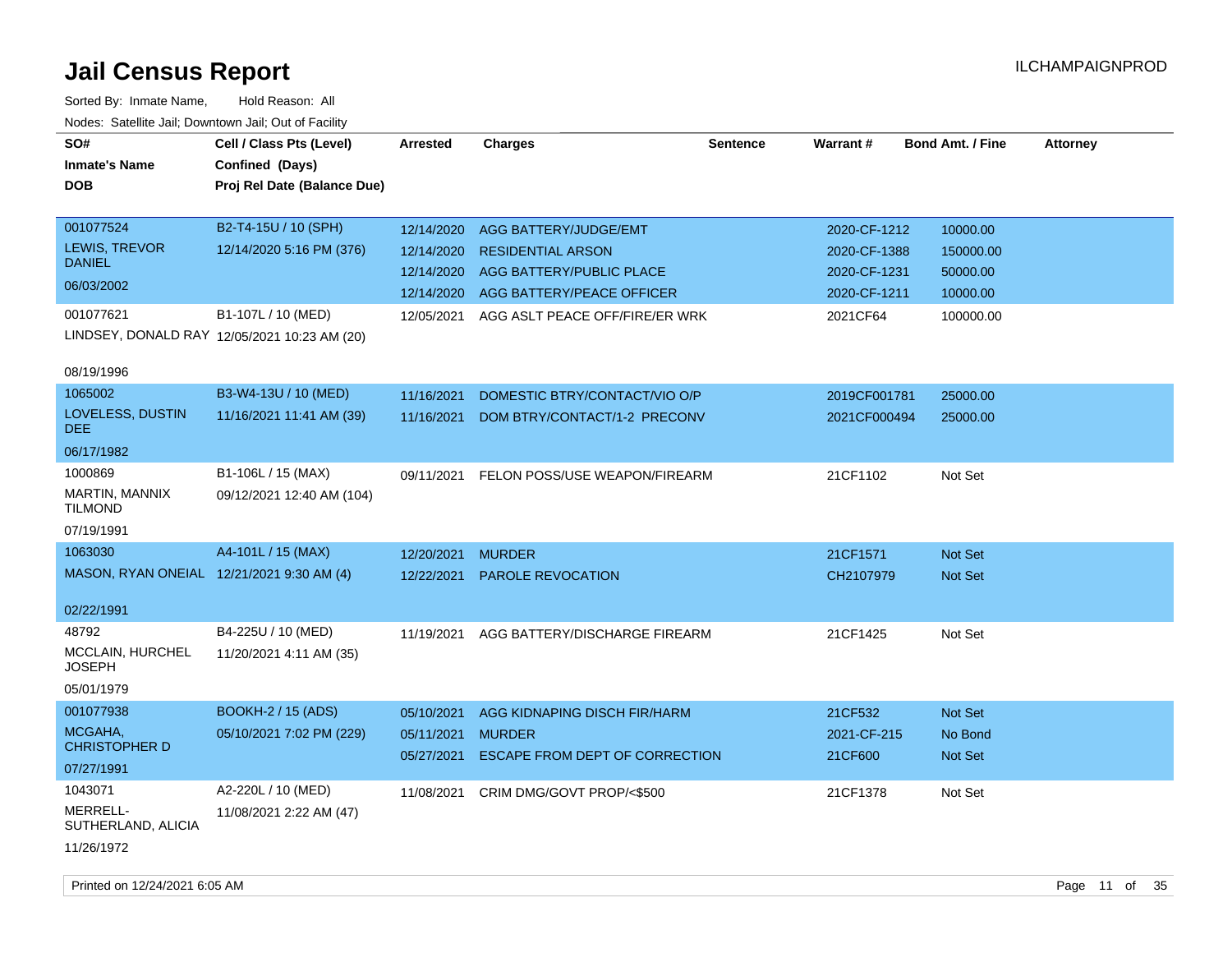# Jail Census Report

Sorted By: Inmate Name, Hold Reason: All

Nodes: Satellite Jail; Downtown Jail; Out of Facility

| SO# / Inmate's Name / DOB | Cell / Class Pts (Level) / Confined (Days) / Proj Rel Date (Balance Due) | Arrested | Charges | Sentence | Warrant # | Bond Amt. / Fine | Attorney |
|---|---|---|---|---|---|---|---|
| 001077524<br>LEWIS, TREVOR DANIEL<br>06/03/2002 | B2-T4-15U / 10 (SPH)<br>12/14/2020 5:16 PM (376) | 12/14/2020 | AGG BATTERY/JUDGE/EMT | | 2020-CF-1212 | 10000.00 | |
| | | 12/14/2020 | RESIDENTIAL ARSON | | 2020-CF-1388 | 150000.00 | |
| | | 12/14/2020 | AGG BATTERY/PUBLIC PLACE | | 2020-CF-1231 | 50000.00 | |
| | | 12/14/2020 | AGG BATTERY/PEACE OFFICER | | 2020-CF-1211 | 10000.00 | |
| 001077621<br>LINDSEY, DONALD RAY<br>08/19/1996 | B1-107L / 10 (MED)<br>12/05/2021 10:23 AM (20) | 12/05/2021 | AGG ASLT PEACE OFF/FIRE/ER WRK | | 2021CF64 | 100000.00 | |
| 1065002<br>LOVELESS, DUSTIN DEE<br>06/17/1982 | B3-W4-13U / 10 (MED)<br>11/16/2021 11:41 AM (39) | 11/16/2021 | DOMESTIC BTRY/CONTACT/VIO O/P | | 2019CF001781 | 25000.00 | |
| | | 11/16/2021 | DOM BTRY/CONTACT/1-2 PRECONV | | 2021CF000494 | 25000.00 | |
| 1000869<br>MARTIN, MANNIX TILMOND<br>07/19/1991 | B1-106L / 15 (MAX)<br>09/12/2021 12:40 AM (104) | 09/11/2021 | FELON POSS/USE WEAPON/FIREARM | | 21CF1102 | Not Set | |
| 1063030<br>MASON, RYAN ONEIAL<br>02/22/1991 | A4-101L / 15 (MAX)<br>12/21/2021 9:30 AM (4) | 12/20/2021 | MURDER | | 21CF1571 | Not Set | |
| | | 12/22/2021 | PAROLE REVOCATION | | CH2107979 | Not Set | |
| 48792<br>MCCLAIN, HURCHEL JOSEPH<br>05/01/1979 | B4-225U / 10 (MED)<br>11/20/2021 4:11 AM (35) | 11/19/2021 | AGG BATTERY/DISCHARGE FIREARM | | 21CF1425 | Not Set | |
| 001077938<br>MCGAHA, CHRISTOPHER D<br>07/27/1991 | BOOKH-2 / 15 (ADS)<br>05/10/2021 7:02 PM (229) | 05/10/2021 | AGG KIDNAPING DISCH FIR/HARM | | 21CF532 | Not Set | |
| | | 05/11/2021 | MURDER | | 2021-CF-215 | No Bond | |
| | | 05/27/2021 | ESCAPE FROM DEPT OF CORRECTION | | 21CF600 | Not Set | |
| 1043071<br>MERRELL-SUTHERLAND, ALICIA<br>11/26/1972 | A2-220L / 10 (MED)<br>11/08/2021 2:22 AM (47) | 11/08/2021 | CRIM DMG/GOVT PROP/<$500 | | 21CF1378 | Not Set | |

Printed on 12/24/2021 6:05 AM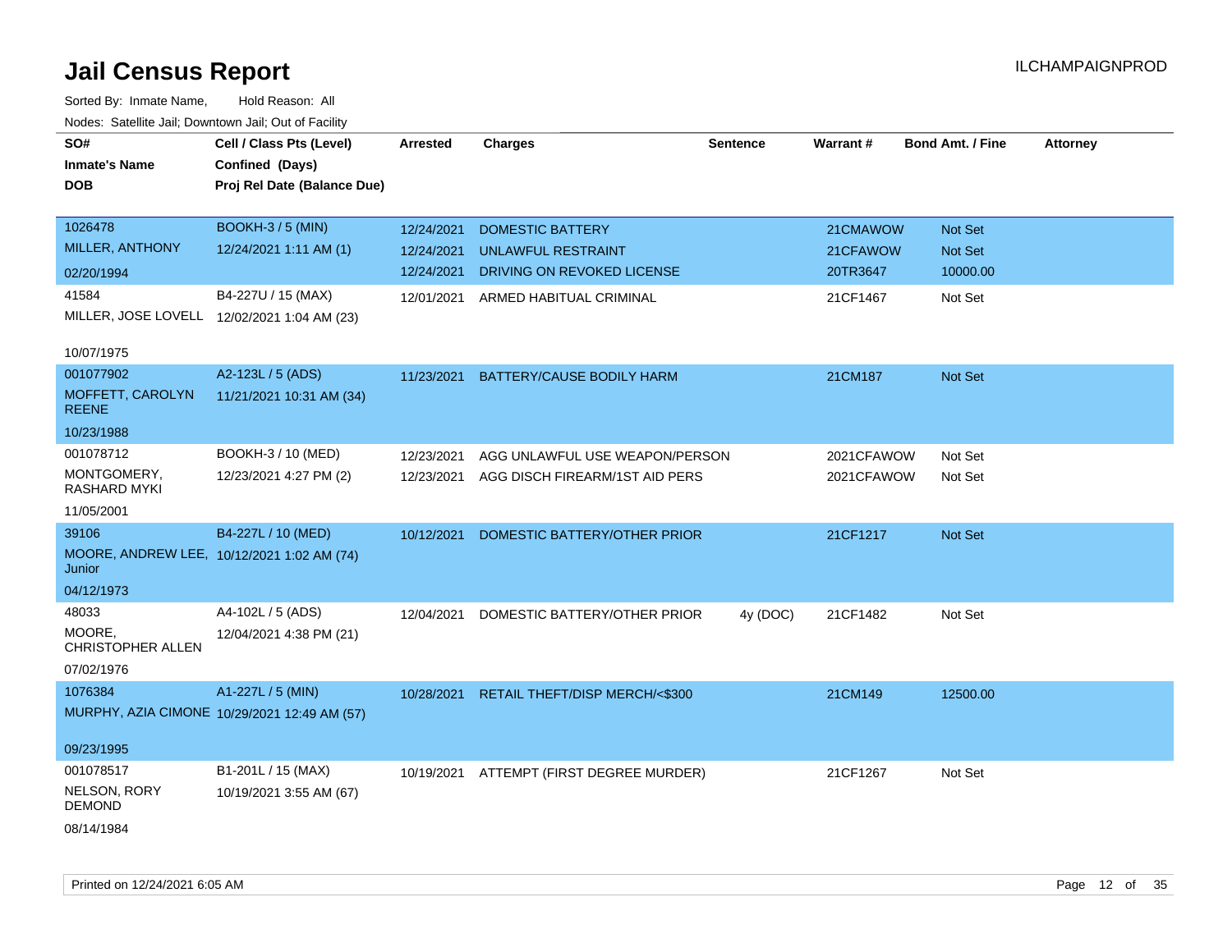# Jail Census Report

ILCHAMPAIGNPROD

Sorted By: Inmate Name, Hold Reason: All

Nodes: Satellite Jail; Downtown Jail; Out of Facility

| SO#<br>Inmate's Name<br>DOB | Cell / Class Pts (Level)<br>Confined (Days)<br>Proj Rel Date (Balance Due) | Arrested | Charges | Sentence | Warrant # | Bond Amt. / Fine | Attorney |
|---|---|---|---|---|---|---|---|
| 1026478<br>MILLER, ANTHONY<br>02/20/1994 | BOOKH-3 / 5 (MIN)<br>12/24/2021 1:11 AM (1) | 12/24/2021<br>12/24/2021<br>12/24/2021 | DOMESTIC BATTERY<br>UNLAWFUL RESTRAINT<br>DRIVING ON REVOKED LICENSE | | 21CMAWOW<br>21CFAWOW<br>20TR3647 | Not Set<br>Not Set<br>10000.00 | |
| 41584<br>MILLER, JOSE LOVELL<br>10/07/1975 | B4-227U / 15 (MAX)<br>12/02/2021 1:04 AM (23) | 12/01/2021 | ARMED HABITUAL CRIMINAL | | 21CF1467 | Not Set | |
| 001077902<br>MOFFETT, CAROLYN REENE<br>10/23/1988 | A2-123L / 5 (ADS)<br>11/21/2021 10:31 AM (34) | 11/23/2021 | BATTERY/CAUSE BODILY HARM | | 21CM187 | Not Set | |
| 001078712<br>MONTGOMERY, RASHARD MYKI<br>11/05/2001 | BOOKH-3 / 10 (MED)<br>12/23/2021 4:27 PM (2) | 12/23/2021<br>12/23/2021 | AGG UNLAWFUL USE WEAPON/PERSON<br>AGG DISCH FIREARM/1ST AID PERS | | 2021CFAWOW<br>2021CFAWOW | Not Set<br>Not Set | |
| 39106<br>MOORE, ANDREW LEE, Junior<br>04/12/1973 | B4-227L / 10 (MED)<br>10/12/2021 1:02 AM (74) | 10/12/2021 | DOMESTIC BATTERY/OTHER PRIOR | | 21CF1217 | Not Set | |
| 48033<br>MOORE, CHRISTOPHER ALLEN<br>07/02/1976 | A4-102L / 5 (ADS)<br>12/04/2021 4:38 PM (21) | 12/04/2021 | DOMESTIC BATTERY/OTHER PRIOR | 4y (DOC) | 21CF1482 | Not Set | |
| 1076384<br>MURPHY, AZIA CIMONE<br>09/23/1995 | A1-227L / 5 (MIN)<br>10/29/2021 12:49 AM (57) | 10/28/2021 | RETAIL THEFT/DISP MERCH/<$300 | | 21CM149 | 12500.00 | |
| 001078517<br>NELSON, RORY DEMOND<br>08/14/1984 | B1-201L / 15 (MAX)<br>10/19/2021 3:55 AM (67) | 10/19/2021 | ATTEMPT (FIRST DEGREE MURDER) | | 21CF1267 | Not Set | |

Printed on 12/24/2021 6:05 AM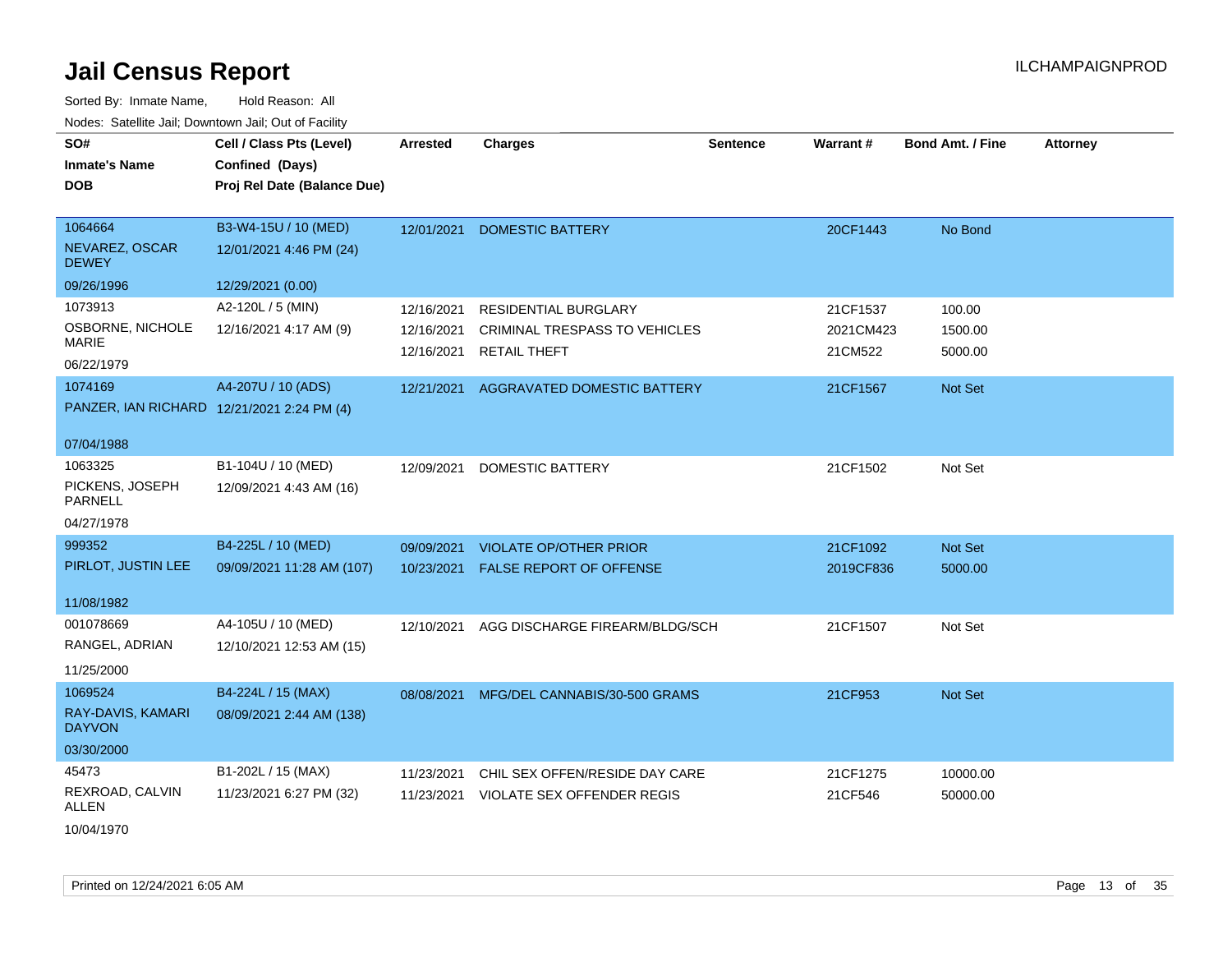# Jail Census Report

ILCHAMPAIGNPROD

Sorted By: Inmate Name, Hold Reason: All

Nodes: Satellite Jail; Downtown Jail; Out of Facility

| SO# / Inmate's Name / DOB | Cell / Class Pts (Level) / Confined (Days) / Proj Rel Date (Balance Due) | Arrested | Charges | Sentence | Warrant # | Bond Amt. / Fine | Attorney |
|---|---|---|---|---|---|---|---|
| 1064664<br>NEVAREZ, OSCAR DEWEY<br>09/26/1996 | B3-W4-15U / 10 (MED)<br>12/01/2021 4:46 PM (24)<br>12/29/2021 (0.00) | 12/01/2021 | DOMESTIC BATTERY | | 20CF1443 | No Bond | |
| 1073913<br>OSBORNE, NICHOLE MARIE<br>06/22/1979 | A2-120L / 5 (MIN)<br>12/16/2021 4:17 AM (9) | 12/16/2021<br>12/16/2021<br>12/16/2021 | RESIDENTIAL BURGLARY<br>CRIMINAL TRESPASS TO VEHICLES<br>RETAIL THEFT | | 21CF1537<br>2021CM423<br>21CM522 | 100.00<br>1500.00<br>5000.00 | |
| 1074169<br>PANZER, IAN RICHARD<br>07/04/1988 | A4-207U / 10 (ADS)<br>12/21/2021 2:24 PM (4) | 12/21/2021 | AGGRAVATED DOMESTIC BATTERY | | 21CF1567 | Not Set | |
| 1063325<br>PICKENS, JOSEPH PARNELL<br>04/27/1978 | B1-104U / 10 (MED)<br>12/09/2021 4:43 AM (16) | 12/09/2021 | DOMESTIC BATTERY | | 21CF1502 | Not Set | |
| 999352<br>PIRLOT, JUSTIN LEE<br>11/08/1982 | B4-225L / 10 (MED)<br>09/09/2021 11:28 AM (107) | 09/09/2021<br>10/23/2021 | VIOLATE OP/OTHER PRIOR<br>FALSE REPORT OF OFFENSE | | 21CF1092<br>2019CF836 | Not Set<br>5000.00 | |
| 001078669<br>RANGEL, ADRIAN<br>11/25/2000 | A4-105U / 10 (MED)<br>12/10/2021 12:53 AM (15) | 12/10/2021 | AGG DISCHARGE FIREARM/BLDG/SCH | | 21CF1507 | Not Set | |
| 1069524<br>RAY-DAVIS, KAMARI DAYVON<br>03/30/2000 | B4-224L / 15 (MAX)<br>08/09/2021 2:44 AM (138) | 08/08/2021 | MFG/DEL CANNABIS/30-500 GRAMS | | 21CF953 | Not Set | |
| 45473<br>REXROAD, CALVIN ALLEN<br>10/04/1970 | B1-202L / 15 (MAX)<br>11/23/2021 6:27 PM (32) | 11/23/2021<br>11/23/2021 | CHIL SEX OFFEN/RESIDE DAY CARE<br>VIOLATE SEX OFFENDER REGIS | | 21CF1275<br>21CF546 | 10000.00<br>50000.00 | |

Printed on 12/24/2021 6:05 AM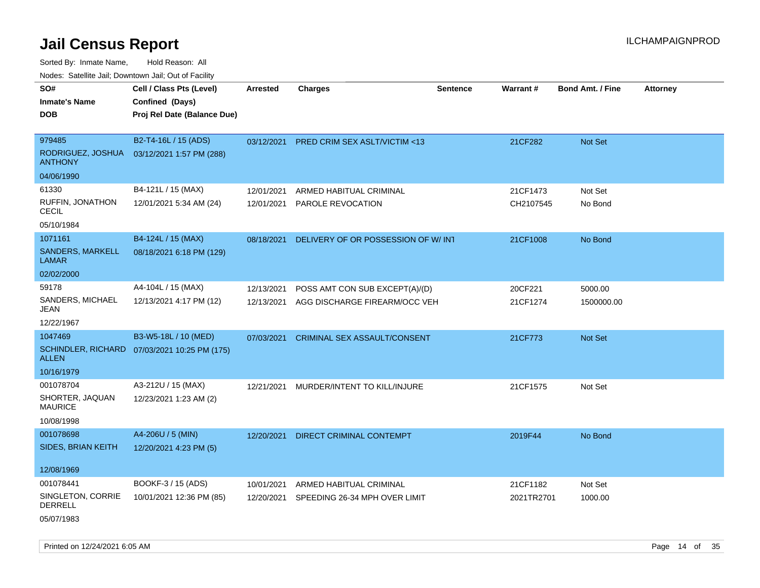# Jail Census Report

Sorted By: Inmate Name, Hold Reason: All

Nodes: Satellite Jail; Downtown Jail; Out of Facility

| SO# / Inmate's Name / DOB | Cell / Class Pts (Level) / Confined (Days) / Proj Rel Date (Balance Due) | Arrested | Charges | Sentence | Warrant # | Bond Amt. / Fine | Attorney |
|---|---|---|---|---|---|---|---|
| 979485<br>RODRIGUEZ, JOSHUA ANTHONY<br>04/06/1990 | B2-T4-16L / 15 (ADS)<br>03/12/2021 1:57 PM (288) | 03/12/2021 | PRED CRIM SEX ASLT/VICTIM <13 | | 21CF282 | Not Set | |
| 61330<br>RUFFIN, JONATHON CECIL<br>05/10/1984 | B4-121L / 15 (MAX)<br>12/01/2021 5:34 AM (24) | 12/01/2021<br>12/01/2021 | ARMED HABITUAL CRIMINAL<br>PAROLE REVOCATION | | 21CF1473<br>CH2107545 | Not Set<br>No Bond | |
| 1071161<br>SANDERS, MARKELL LAMAR<br>02/02/2000 | B4-124L / 15 (MAX)<br>08/18/2021 6:18 PM (129) | 08/18/2021 | DELIVERY OF OR POSSESSION OF W/ INT | | 21CF1008 | No Bond | |
| 59178<br>SANDERS, MICHAEL JEAN<br>12/22/1967 | A4-104L / 15 (MAX)<br>12/13/2021 4:17 PM (12) | 12/13/2021<br>12/13/2021 | POSS AMT CON SUB EXCEPT(A)/(D)<br>AGG DISCHARGE FIREARM/OCC VEH | | 20CF221<br>21CF1274 | 5000.00<br>1500000.00 | |
| 1047469<br>SCHINDLER, RICHARD ALLEN<br>10/16/1979 | B3-W5-18L / 10 (MED)<br>07/03/2021 10:25 PM (175) | 07/03/2021 | CRIMINAL SEX ASSAULT/CONSENT | | 21CF773 | Not Set | |
| 001078704<br>SHORTER, JAQUAN MAURICE<br>10/08/1998 | A3-212U / 15 (MAX)<br>12/23/2021 1:23 AM (2) | 12/21/2021 | MURDER/INTENT TO KILL/INJURE | | 21CF1575 | Not Set | |
| 001078698<br>SIDES, BRIAN KEITH<br>12/08/1969 | A4-206U / 5 (MIN)<br>12/20/2021 4:23 PM (5) | 12/20/2021 | DIRECT CRIMINAL CONTEMPT | | 2019F44 | No Bond | |
| 001078441<br>SINGLETON, CORRIE DERRELL<br>05/07/1983 | BOOKF-3 / 15 (ADS)<br>10/01/2021 12:36 PM (85) | 10/01/2021<br>12/20/2021 | ARMED HABITUAL CRIMINAL<br>SPEEDING 26-34 MPH OVER LIMIT | | 21CF1182<br>2021TR2701 | Not Set<br>1000.00 | |

Printed on 12/24/2021 6:05 AM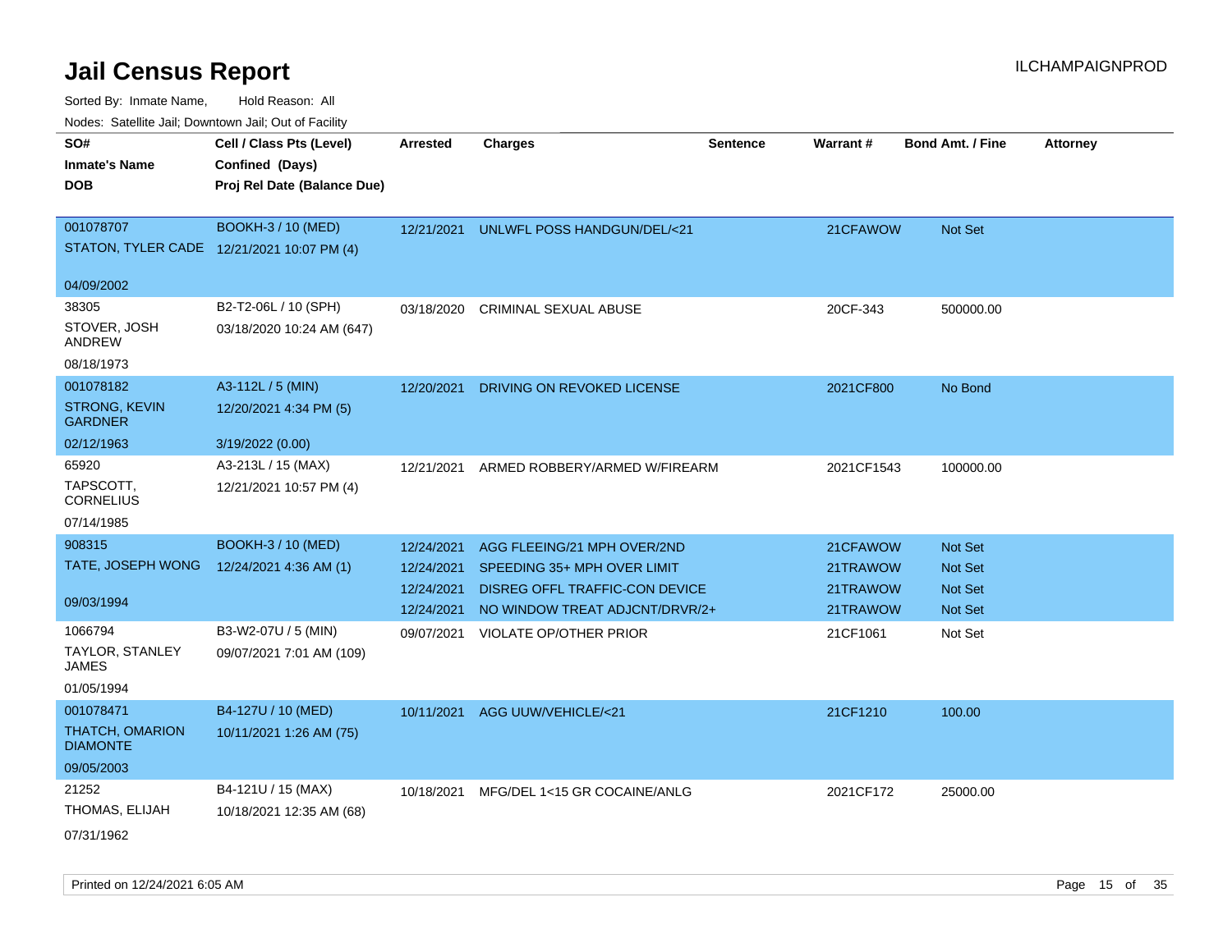# Jail Census Report

ILCHAMPAIGNPROD

Sorted By: Inmate Name, Hold Reason: All

Nodes: Satellite Jail; Downtown Jail; Out of Facility

| SO# / Inmate's Name / DOB | Cell / Class Pts (Level) / Confined (Days) / Proj Rel Date (Balance Due) | Arrested | Charges | Sentence | Warrant # | Bond Amt. / Fine | Attorney |
|---|---|---|---|---|---|---|---|
| 001078707<br>STATON, TYLER CADE<br>04/09/2002 | BOOKH-3 / 10 (MED)<br>12/21/2021 10:07 PM (4) | 12/21/2021 | UNLWFL POSS HANDGUN/DEL/<21 | | 21CFAWOW | Not Set | |
| 38305<br>STOVER, JOSH ANDREW<br>08/18/1973 | B2-T2-06L / 10 (SPH)<br>03/18/2020 10:24 AM (647) | 03/18/2020 | CRIMINAL SEXUAL ABUSE | | 20CF-343 | 500000.00 | |
| 001078182<br>STRONG, KEVIN GARDNER<br>02/12/1963 | A3-112L / 5 (MIN)<br>12/20/2021 4:34 PM (5)<br>3/19/2022 (0.00) | 12/20/2021 | DRIVING ON REVOKED LICENSE | | 2021CF800 | No Bond | |
| 65920<br>TAPSCOTT, CORNELIUS<br>07/14/1985 | A3-213L / 15 (MAX)<br>12/21/2021 10:57 PM (4) | 12/21/2021 | ARMED ROBBERY/ARMED W/FIREARM | | 2021CF1543 | 100000.00 | |
| 908315<br>TATE, JOSEPH WONG<br>09/03/1994 | BOOKH-3 / 10 (MED)<br>12/24/2021 4:36 AM (1) | 12/24/2021 | AGG FLEEING/21 MPH OVER/2ND | | 21CFAWOW | Not Set | |
| | | 12/24/2021 | SPEEDING 35+ MPH OVER LIMIT | | 21TRAWOW | Not Set | |
| | | 12/24/2021 | DISREG OFFL TRAFFIC-CON DEVICE | | 21TRAWOW | Not Set | |
| | | 12/24/2021 | NO WINDOW TREAT ADJCNT/DRVR/2+ | | 21TRAWOW | Not Set | |
| 1066794<br>TAYLOR, STANLEY JAMES<br>01/05/1994 | B3-W2-07U / 5 (MIN)<br>09/07/2021 7:01 AM (109) | 09/07/2021 | VIOLATE OP/OTHER PRIOR | | 21CF1061 | Not Set | |
| 001078471<br>THATCH, OMARION DIAMONTE<br>09/05/2003 | B4-127U / 10 (MED)<br>10/11/2021 1:26 AM (75) | 10/11/2021 | AGG UUW/VEHICLE/<21 | | 21CF1210 | 100.00 | |
| 21252<br>THOMAS, ELIJAH<br>07/31/1962 | B4-121U / 15 (MAX)<br>10/18/2021 12:35 AM (68) | 10/18/2021 | MFG/DEL 1<15 GR COCAINE/ANLG | | 2021CF172 | 25000.00 | |

Printed on 12/24/2021 6:05 AM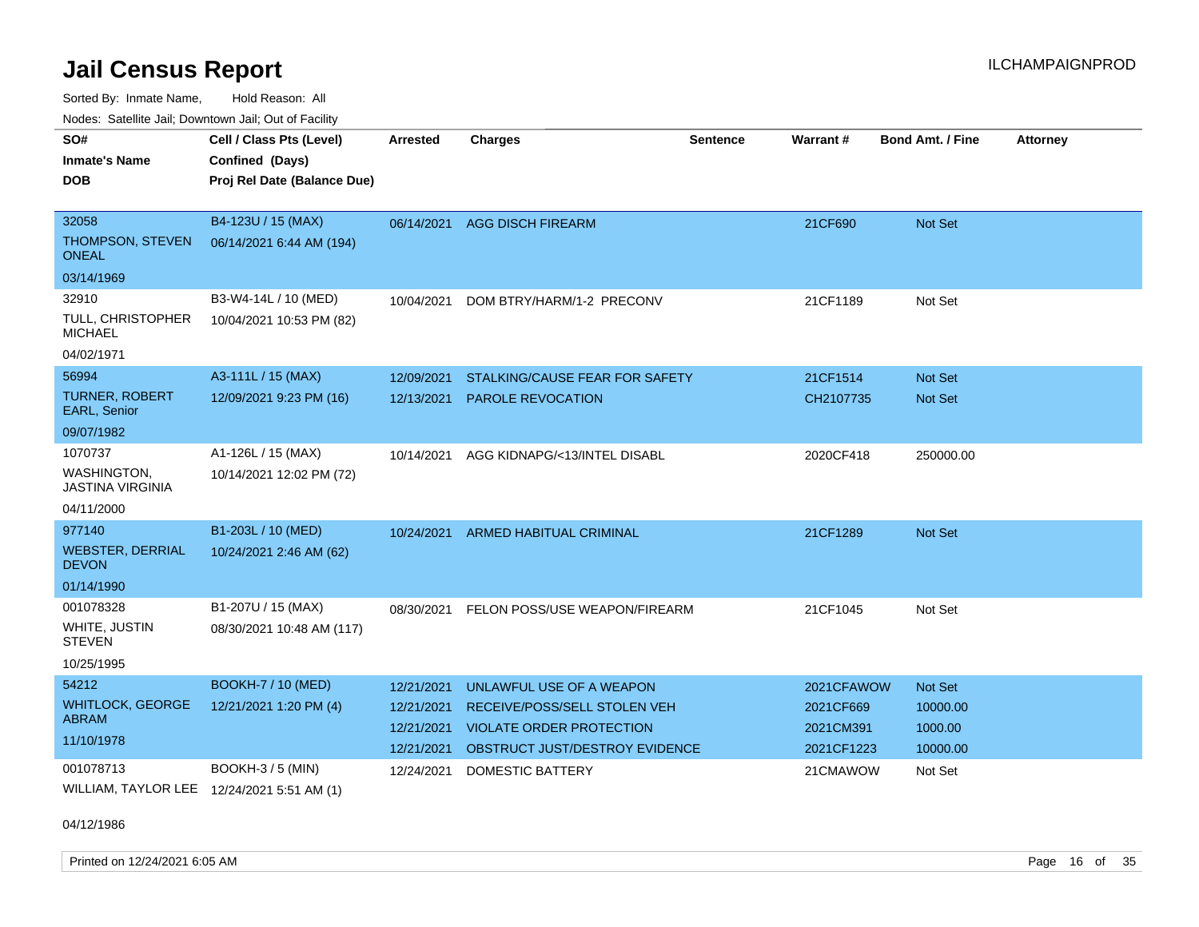# Jail Census Report

Sorted By: Inmate Name, Hold Reason: All

Nodes: Satellite Jail; Downtown Jail; Out of Facility

| SO# / Inmate's Name / DOB | Cell / Class Pts (Level) / Confined (Days) / Proj Rel Date (Balance Due) | Arrested | Charges | Sentence | Warrant # | Bond Amt. / Fine | Attorney |
|---|---|---|---|---|---|---|---|
| 32058<br>THOMPSON, STEVEN ONEAL<br>03/14/1969 | B4-123U / 15 (MAX)<br>06/14/2021 6:44 AM (194) | 06/14/2021 | AGG DISCH FIREARM | | 21CF690 | Not Set | |
| 32910<br>TULL, CHRISTOPHER MICHAEL<br>04/02/1971 | B3-W4-14L / 10 (MED)<br>10/04/2021 10:53 PM (82) | 10/04/2021 | DOM BTRY/HARM/1-2 PRECONV | | 21CF1189 | Not Set | |
| 56994<br>TURNER, ROBERT EARL, Senior<br>09/07/1982 | A3-111L / 15 (MAX)<br>12/09/2021 9:23 PM (16) | 12/09/2021<br>12/13/2021 | STALKING/CAUSE FEAR FOR SAFETY<br>PAROLE REVOCATION | | 21CF1514<br>CH2107735 | Not Set<br>Not Set | |
| 1070737<br>WASHINGTON, JASTINA VIRGINIA<br>04/11/2000 | A1-126L / 15 (MAX)<br>10/14/2021 12:02 PM (72) | 10/14/2021 | AGG KIDNAPG/<13/INTEL DISABL | | 2020CF418 | 250000.00 | |
| 977140<br>WEBSTER, DERRIAL DEVON<br>01/14/1990 | B1-203L / 10 (MED)<br>10/24/2021 2:46 AM (62) | 10/24/2021 | ARMED HABITUAL CRIMINAL | | 21CF1289 | Not Set | |
| 001078328<br>WHITE, JUSTIN STEVEN<br>10/25/1995 | B1-207U / 15 (MAX)<br>08/30/2021 10:48 AM (117) | 08/30/2021 | FELON POSS/USE WEAPON/FIREARM | | 21CF1045 | Not Set | |
| 54212<br>WHITLOCK, GEORGE ABRAM<br>11/10/1978 | BOOKH-7 / 10 (MED)<br>12/21/2021 1:20 PM (4) | 12/21/2021<br>12/21/2021<br>12/21/2021<br>12/21/2021 | UNLAWFUL USE OF A WEAPON<br>RECEIVE/POSS/SELL STOLEN VEH<br>VIOLATE ORDER PROTECTION<br>OBSTRUCT JUST/DESTROY EVIDENCE | | 2021CFAWOW<br>2021CF669<br>2021CM391<br>2021CF1223 | Not Set<br>10000.00<br>1000.00<br>10000.00 | |
| 001078713<br>WILLIAM, TAYLOR LEE<br>04/12/1986 | BOOKH-3 / 5 (MIN)<br>12/24/2021 5:51 AM (1) | 12/24/2021 | DOMESTIC BATTERY | | 21CMAWOW | Not Set | |

Printed on 12/24/2021 6:05 AM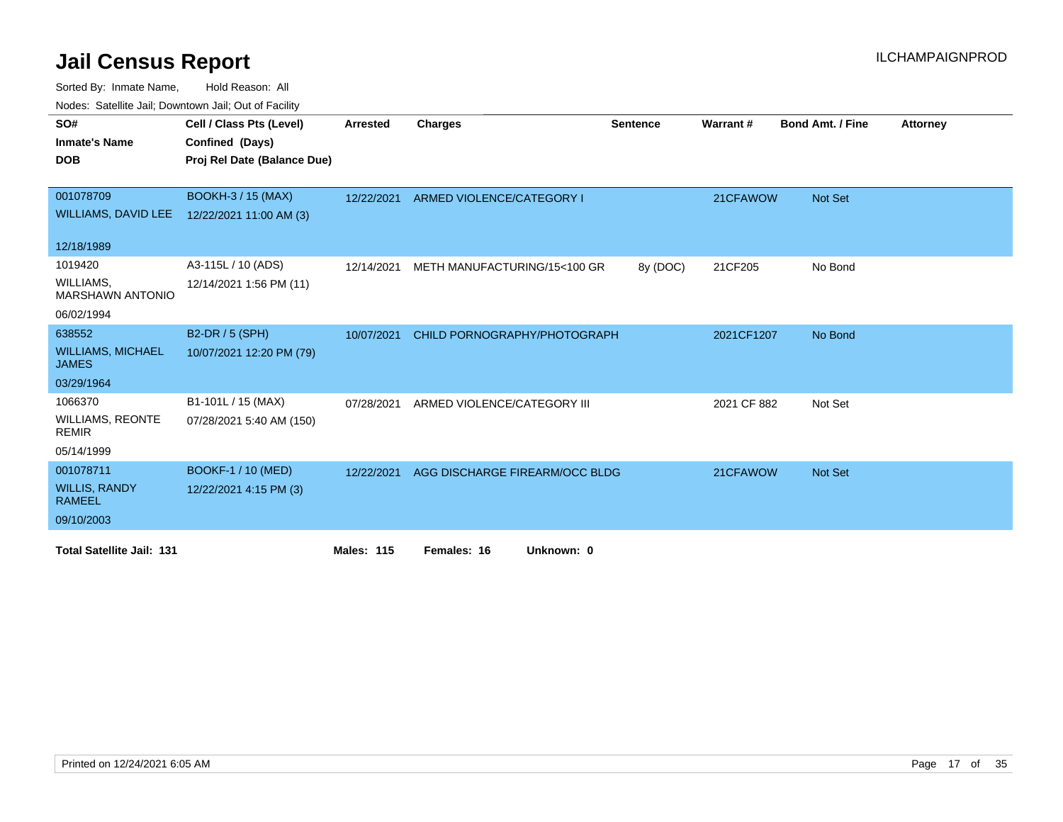# Jail Census Report

ILCHAMPAIGNPROD

Sorted By: Inmate Name, Hold Reason: All

Nodes: Satellite Jail; Downtown Jail; Out of Facility

| SO# / Inmate's Name / DOB | Cell / Class Pts (Level) / Confined (Days) / Proj Rel Date (Balance Due) | Arrested | Charges | Sentence | Warrant # | Bond Amt. / Fine | Attorney |
|---|---|---|---|---|---|---|---|
| 001078709 WILLIAMS, DAVID LEE 12/18/1989 | BOOKH-3 / 15 (MAX) 12/22/2021 11:00 AM (3) | 12/22/2021 | ARMED VIOLENCE/CATEGORY I | | 21CFAWOW | Not Set | |
| 1019420 WILLIAMS, MARSHAWN ANTONIO 06/02/1994 | A3-115L / 10 (ADS) 12/14/2021 1:56 PM (11) | 12/14/2021 | METH MANUFACTURING/15<100 GR | 8y (DOC) | 21CF205 | No Bond | |
| 638552 WILLIAMS, MICHAEL JAMES 03/29/1964 | B2-DR / 5 (SPH) 10/07/2021 12:20 PM (79) | 10/07/2021 | CHILD PORNOGRAPHY/PHOTOGRAPH | | 2021CF1207 | No Bond | |
| 1066370 WILLIAMS, REONTE REMIR 05/14/1999 | B1-101L / 15 (MAX) 07/28/2021 5:40 AM (150) | 07/28/2021 | ARMED VIOLENCE/CATEGORY III | | 2021 CF 882 | Not Set | |
| 001078711 WILLIS, RANDY RAMEEL 09/10/2003 | BOOKF-1 / 10 (MED) 12/22/2021 4:15 PM (3) | 12/22/2021 | AGG DISCHARGE FIREARM/OCC BLDG | | 21CFAWOW | Not Set | |

**Total Satellite Jail: 131** **Males: 115** **Females: 16** **Unknown: 0**

Printed on 12/24/2021 6:05 AM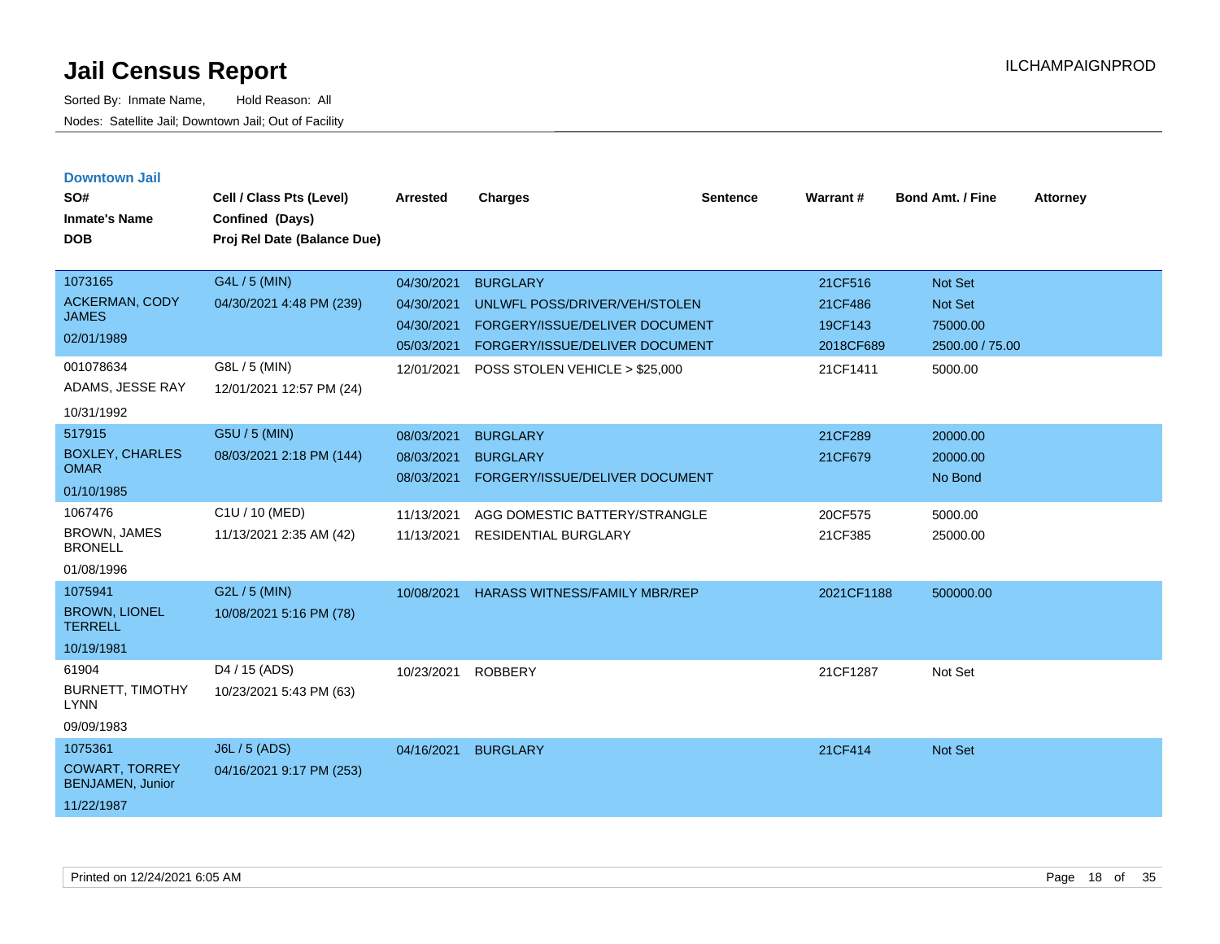# Jail Census Report

Sorted By: Inmate Name, Hold Reason: All

Nodes: Satellite Jail; Downtown Jail; Out of Facility

ILCHAMPAIGNPROD

## Downtown Jail

| SO# / Inmate's Name / DOB | Cell / Class Pts (Level) / Confined (Days) / Proj Rel Date (Balance Due) | Arrested | Charges | Sentence | Warrant # | Bond Amt. / Fine | Attorney |
|---|---|---|---|---|---|---|---|
| 1073165<br>ACKERMAN, CODY JAMES<br>02/01/1989 | G4L / 5 (MIN)<br>04/30/2021 4:48 PM (239) | 04/30/2021 | BURGLARY | | 21CF516 | Not Set | |
| | | 04/30/2021 | UNLWFL POSS/DRIVER/VEH/STOLEN | | 21CF486 | Not Set | |
| | | 04/30/2021 | FORGERY/ISSUE/DELIVER DOCUMENT | | 19CF143 | 75000.00 | |
| | | 05/03/2021 | FORGERY/ISSUE/DELIVER DOCUMENT | | 2018CF689 | 2500.00 / 75.00 | |
| 001078634<br>ADAMS, JESSE RAY<br>10/31/1992 | G8L / 5 (MIN)<br>12/01/2021 12:57 PM (24) | 12/01/2021 | POSS STOLEN VEHICLE > $25,000 | | 21CF1411 | 5000.00 | |
| 517915<br>BOXLEY, CHARLES OMAR<br>01/10/1985 | G5U / 5 (MIN)<br>08/03/2021 2:18 PM (144) | 08/03/2021 | BURGLARY | | 21CF289 | 20000.00 | |
| | | 08/03/2021 | BURGLARY | | 21CF679 | 20000.00 | |
| | | 08/03/2021 | FORGERY/ISSUE/DELIVER DOCUMENT | | | No Bond | |
| 1067476<br>BROWN, JAMES BRONELL<br>01/08/1996 | C1U / 10 (MED)<br>11/13/2021 2:35 AM (42) | 11/13/2021 | AGG DOMESTIC BATTERY/STRANGLE | | 20CF575 | 5000.00 | |
| | | 11/13/2021 | RESIDENTIAL BURGLARY | | 21CF385 | 25000.00 | |
| 1075941<br>BROWN, LIONEL TERRELL<br>10/19/1981 | G2L / 5 (MIN)<br>10/08/2021 5:16 PM (78) | 10/08/2021 | HARASS WITNESS/FAMILY MBR/REP | | 2021CF1188 | 500000.00 | |
| 61904<br>BURNETT, TIMOTHY LYNN<br>09/09/1983 | D4 / 15 (ADS)<br>10/23/2021 5:43 PM (63) | 10/23/2021 | ROBBERY | | 21CF1287 | Not Set | |
| 1075361<br>COWART, TORREY BENJAMEN, Junior<br>11/22/1987 | J6L / 5 (ADS)<br>04/16/2021 9:17 PM (253) | 04/16/2021 | BURGLARY | | 21CF414 | Not Set | |

Printed on 12/24/2021 6:05 AM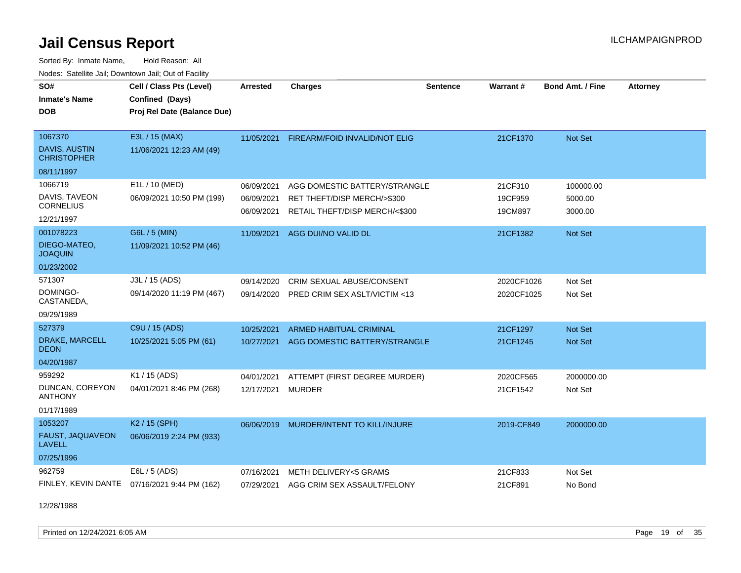# Jail Census Report

Sorted By: Inmate Name, Hold Reason: All

Nodes: Satellite Jail; Downtown Jail; Out of Facility

| SO# / Inmate's Name / DOB | Cell / Class Pts (Level) / Confined (Days) / Proj Rel Date (Balance Due) | Arrested | Charges | Sentence | Warrant # | Bond Amt. / Fine | Attorney |
|---|---|---|---|---|---|---|---|
| 1067370<br>DAVIS, AUSTIN CHRISTOPHER<br>08/11/1997 | E3L / 15 (MAX)<br>11/06/2021 12:23 AM (49) | 11/05/2021 | FIREARM/FOID INVALID/NOT ELIG | | 21CF1370 | Not Set | |
| 1066719<br>DAVIS, TAVEON CORNELIUS<br>12/21/1997 | E1L / 10 (MED)<br>06/09/2021 10:50 PM (199) | 06/09/2021 | AGG DOMESTIC BATTERY/STRANGLE | | 21CF310 | 100000.00 | |
| | | 06/09/2021 | RET THEFT/DISP MERCH/>$300 | | 19CF959 | 5000.00 | |
| | | 06/09/2021 | RETAIL THEFT/DISP MERCH/<$300 | | 19CM897 | 3000.00 | |
| 001078223<br>DIEGO-MATEO, JOAQUIN<br>01/23/2002 | G6L / 5 (MIN)<br>11/09/2021 10:52 PM (46) | 11/09/2021 | AGG DUI/NO VALID DL | | 21CF1382 | Not Set | |
| 571307<br>DOMINGO-CASTANEDA,<br>09/29/1989 | J3L / 15 (ADS)<br>09/14/2020 11:19 PM (467) | 09/14/2020 | CRIM SEXUAL ABUSE/CONSENT | | 2020CF1026 | Not Set | |
| | | 09/14/2020 | PRED CRIM SEX ASLT/VICTIM <13 | | 2020CF1025 | Not Set | |
| 527379<br>DRAKE, MARCELL DEON<br>04/20/1987 | C9U / 15 (ADS)<br>10/25/2021 5:05 PM (61) | 10/25/2021 | ARMED HABITUAL CRIMINAL | | 21CF1297 | Not Set | |
| | | 10/27/2021 | AGG DOMESTIC BATTERY/STRANGLE | | 21CF1245 | Not Set | |
| 959292<br>DUNCAN, COREYON ANTHONY<br>01/17/1989 | K1 / 15 (ADS)<br>04/01/2021 8:46 PM (268) | 04/01/2021 | ATTEMPT (FIRST DEGREE MURDER) | | 2020CF565 | 2000000.00 | |
| | | 12/17/2021 | MURDER | | 21CF1542 | Not Set | |
| 1053207<br>FAUST, JAQUAVEON LAVELL<br>07/25/1996 | K2 / 15 (SPH)<br>06/06/2019 2:24 PM (933) | 06/06/2019 | MURDER/INTENT TO KILL/INJURE | | 2019-CF849 | 2000000.00 | |
| 962759<br>FINLEY, KEVIN DANTE<br>12/28/1988 | E6L / 5 (ADS)<br>07/16/2021 9:44 PM (162) | 07/16/2021 | METH DELIVERY<5 GRAMS | | 21CF833 | Not Set | |
| | | 07/29/2021 | AGG CRIM SEX ASSAULT/FELONY | | 21CF891 | No Bond | |

Printed on 12/24/2021 6:05 AM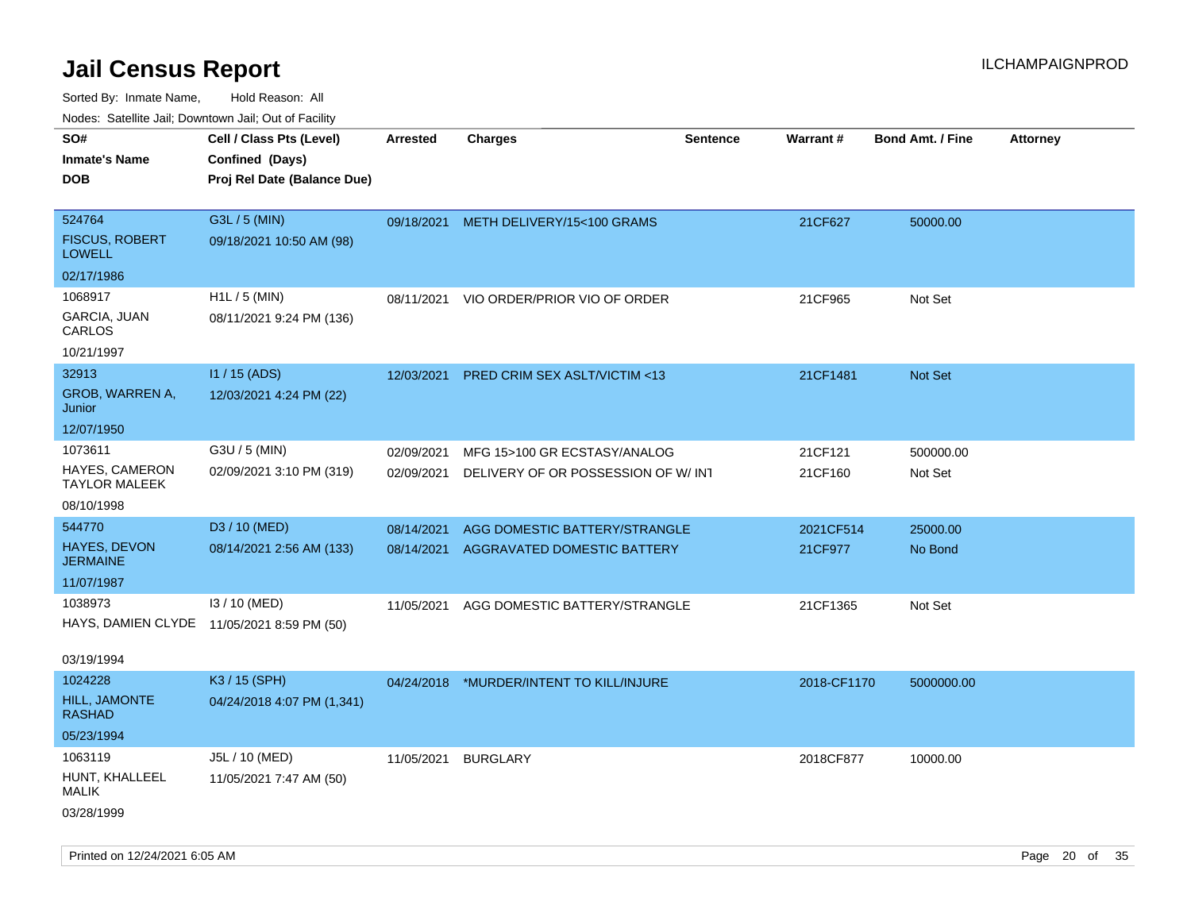# Jail Census Report

ILCHAMPAIGNPROD

Sorted By: Inmate Name, Hold Reason: All

Nodes: Satellite Jail; Downtown Jail; Out of Facility

| SO# / Inmate's Name / DOB | Cell / Class Pts (Level) / Confined (Days) / Proj Rel Date (Balance Due) | Arrested | Charges | Sentence | Warrant # | Bond Amt. / Fine | Attorney |
|---|---|---|---|---|---|---|---|
| 524764<br>FISCUS, ROBERT LOWELL<br>02/17/1986 | G3L / 5 (MIN)<br>09/18/2021 10:50 AM (98) | 09/18/2021 | METH DELIVERY/15<100 GRAMS | | 21CF627 | 50000.00 | |
| 1068917<br>GARCIA, JUAN CARLOS<br>10/21/1997 | H1L / 5 (MIN)<br>08/11/2021 9:24 PM (136) | 08/11/2021 | VIO ORDER/PRIOR VIO OF ORDER | | 21CF965 | Not Set | |
| 32913<br>GROB, WARREN A, Junior<br>12/07/1950 | I1 / 15 (ADS)<br>12/03/2021 4:24 PM (22) | 12/03/2021 | PRED CRIM SEX ASLT/VICTIM <13 | | 21CF1481 | Not Set | |
| 1073611<br>HAYES, CAMERON TAYLOR MALEEK<br>08/10/1998 | G3U / 5 (MIN)<br>02/09/2021 3:10 PM (319) | 02/09/2021<br>02/09/2021 | MFG 15>100 GR ECSTASY/ANALOG<br>DELIVERY OF OR POSSESSION OF W/ INT | | 21CF121<br>21CF160 | 500000.00<br>Not Set | |
| 544770<br>HAYES, DEVON JERMAINE<br>11/07/1987 | D3 / 10 (MED)<br>08/14/2021 2:56 AM (133) | 08/14/2021<br>08/14/2021 | AGG DOMESTIC BATTERY/STRANGLE<br>AGGRAVATED DOMESTIC BATTERY | | 2021CF514<br>21CF977 | 25000.00<br>No Bond | |
| 1038973<br>HAYS, DAMIEN CLYDE<br>03/19/1994 | I3 / 10 (MED)<br>11/05/2021 8:59 PM (50) | 11/05/2021 | AGG DOMESTIC BATTERY/STRANGLE | | 21CF1365 | Not Set | |
| 1024228<br>HILL, JAMONTE RASHAD<br>05/23/1994 | K3 / 15 (SPH)<br>04/24/2018 4:07 PM (1,341) | 04/24/2018 | *MURDER/INTENT TO KILL/INJURE | | 2018-CF1170 | 5000000.00 | |
| 1063119<br>HUNT, KHALLEEL MALIK<br>03/28/1999 | J5L / 10 (MED)<br>11/05/2021 7:47 AM (50) | 11/05/2021 | BURGLARY | | 2018CF877 | 10000.00 | |

Printed on 12/24/2021 6:05 AM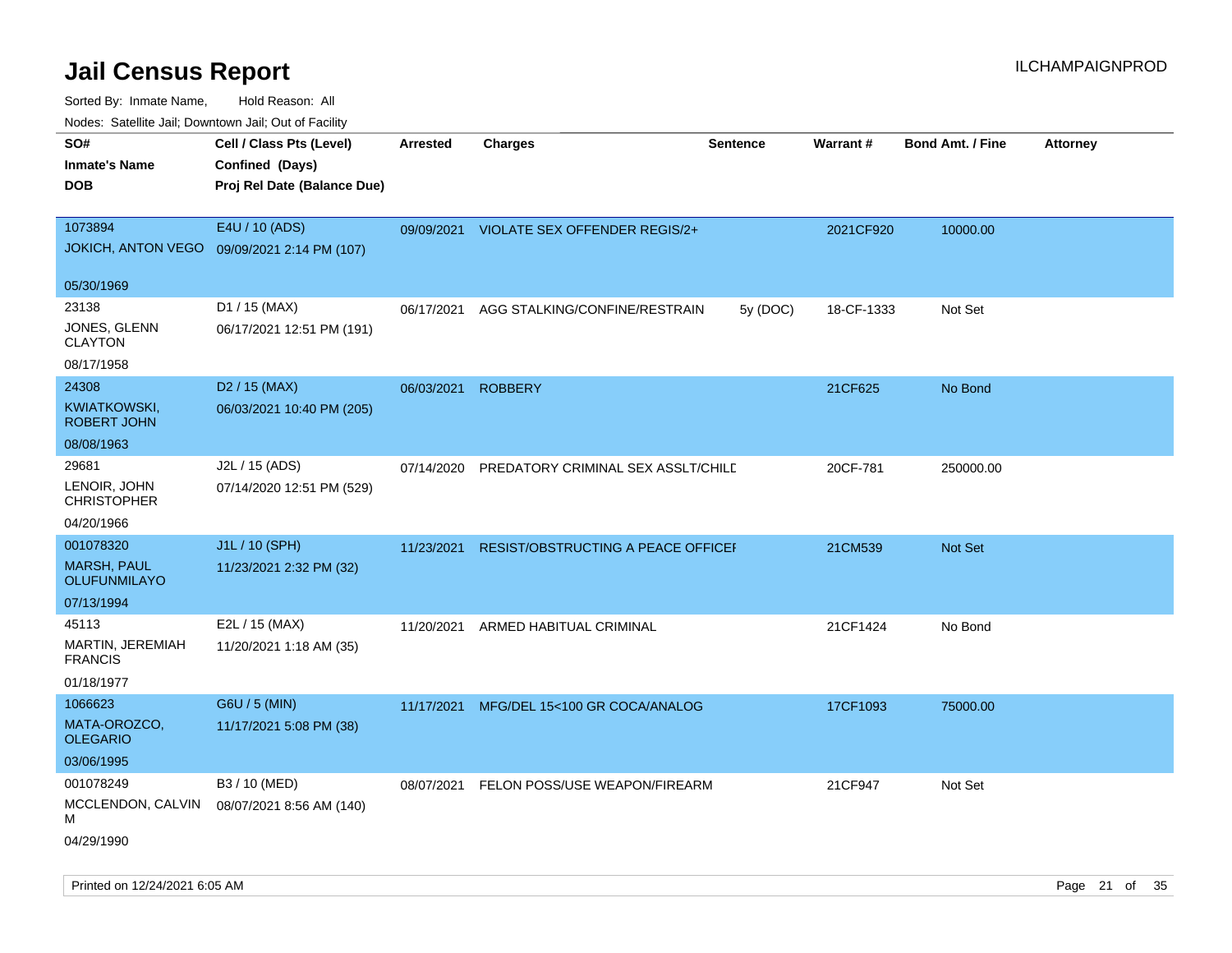# Jail Census Report

ILCHAMPAIGNPROD

Sorted By: Inmate Name, Hold Reason: All

Nodes: Satellite Jail; Downtown Jail; Out of Facility

| SO# / Inmate's Name / DOB | Cell / Class Pts (Level) / Confined (Days) / Proj Rel Date (Balance Due) | Arrested | Charges | Sentence | Warrant # | Bond Amt. / Fine | Attorney |
|---|---|---|---|---|---|---|---|
| 1073894<br>JOKICH, ANTON VEGO<br>05/30/1969 | E4U / 10 (ADS)<br>09/09/2021 2:14 PM (107) | 09/09/2021 | VIOLATE SEX OFFENDER REGIS/2+ | | 2021CF920 | 10000.00 | |
| 23138<br>JONES, GLENN CLAYTON<br>08/17/1958 | D1 / 15 (MAX)<br>06/17/2021 12:51 PM (191) | 06/17/2021 | AGG STALKING/CONFINE/RESTRAIN | 5y (DOC) | 18-CF-1333 | Not Set | |
| 24308<br>KWIATKOWSKI, ROBERT JOHN<br>08/08/1963 | D2 / 15 (MAX)<br>06/03/2021 10:40 PM (205) | 06/03/2021 | ROBBERY | | 21CF625 | No Bond | |
| 29681<br>LENOIR, JOHN CHRISTOPHER<br>04/20/1966 | J2L / 15 (ADS)<br>07/14/2020 12:51 PM (529) | 07/14/2020 | PREDATORY CRIMINAL SEX ASSLT/CHILD | | 20CF-781 | 250000.00 | |
| 001078320<br>MARSH, PAUL OLUFUNMILAYO<br>07/13/1994 | J1L / 10 (SPH)<br>11/23/2021 2:32 PM (32) | 11/23/2021 | RESIST/OBSTRUCTING A PEACE OFFICER | | 21CM539 | Not Set | |
| 45113<br>MARTIN, JEREMIAH FRANCIS<br>01/18/1977 | E2L / 15 (MAX)<br>11/20/2021 1:18 AM (35) | 11/20/2021 | ARMED HABITUAL CRIMINAL | | 21CF1424 | No Bond | |
| 1066623<br>MATA-OROZCO, OLEGARIO<br>03/06/1995 | G6U / 5 (MIN)<br>11/17/2021 5:08 PM (38) | 11/17/2021 | MFG/DEL 15<100 GR COCA/ANALOG | | 17CF1093 | 75000.00 | |
| 001078249<br>MCCLENDON, CALVIN M<br>04/29/1990 | B3 / 10 (MED)<br>08/07/2021 8:56 AM (140) | 08/07/2021 | FELON POSS/USE WEAPON/FIREARM | | 21CF947 | Not Set | |

Printed on 12/24/2021 6:05 AM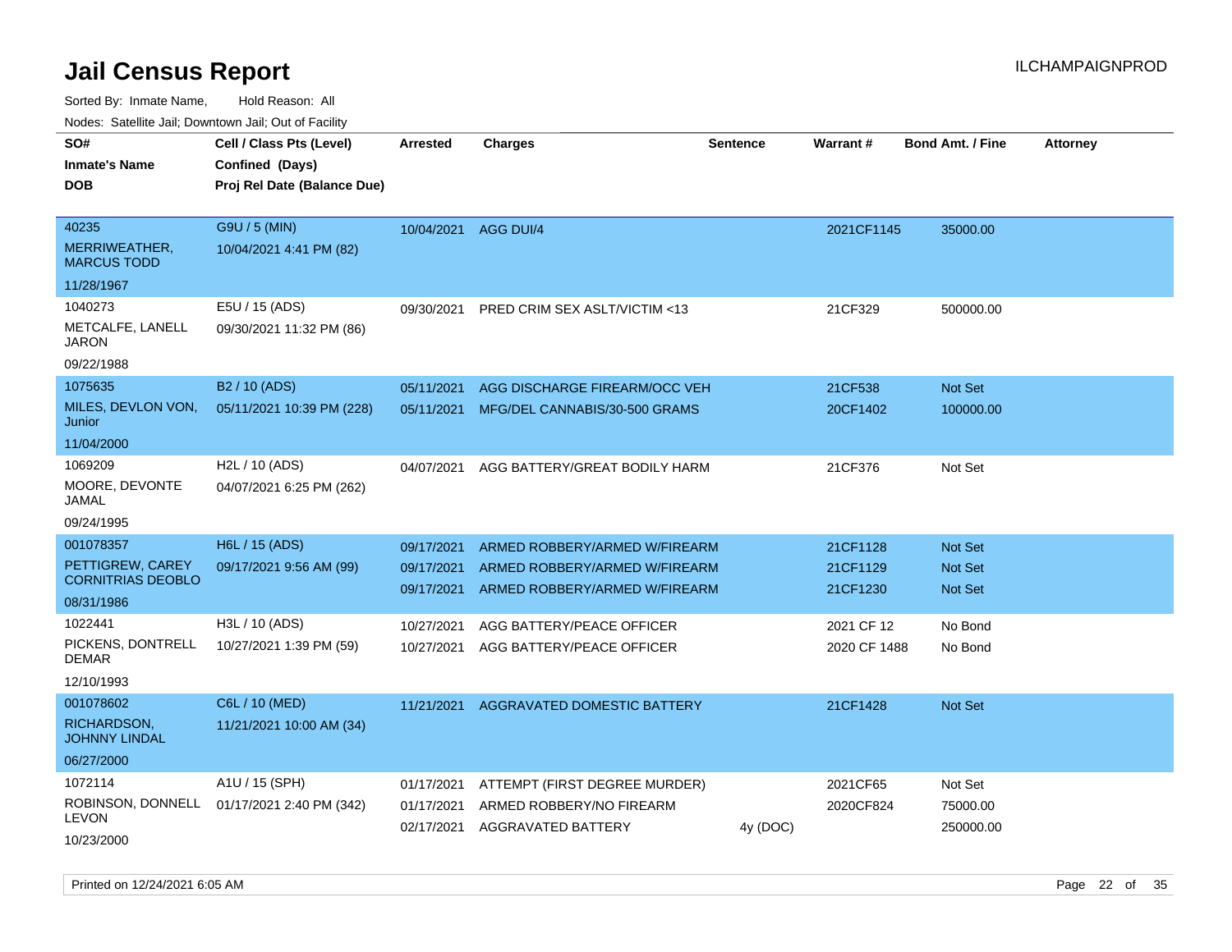# Jail Census Report

Sorted By: Inmate Name, Hold Reason: All

Nodes: Satellite Jail; Downtown Jail; Out of Facility

| SO# / Inmate's Name / DOB | Cell / Class Pts (Level) / Confined (Days) / Proj Rel Date (Balance Due) | Arrested | Charges | Sentence | Warrant # | Bond Amt. / Fine | Attorney |
|---|---|---|---|---|---|---|---|
| 40235<br>MERRIWEATHER, MARCUS TODD<br>11/28/1967 | G9U / 5 (MIN)<br>10/04/2021 4:41 PM (82) | 10/04/2021 | AGG DUI/4 | | 2021CF1145 | 35000.00 | |
| 1040273<br>METCALFE, LANELL JARON<br>09/22/1988 | E5U / 15 (ADS)<br>09/30/2021 11:32 PM (86) | 09/30/2021 | PRED CRIM SEX ASLT/VICTIM <13 | | 21CF329 | 500000.00 | |
| 1075635<br>MILES, DEVLON VON, Junior<br>11/04/2000 | B2 / 10 (ADS)<br>05/11/2021 10:39 PM (228) | 05/11/2021<br>05/11/2021 | AGG DISCHARGE FIREARM/OCC VEH<br>MFG/DEL CANNABIS/30-500 GRAMS | | 21CF538<br>20CF1402 | Not Set<br>100000.00 | |
| 1069209<br>MOORE, DEVONTE JAMAL<br>09/24/1995 | H2L / 10 (ADS)<br>04/07/2021 6:25 PM (262) | 04/07/2021 | AGG BATTERY/GREAT BODILY HARM | | 21CF376 | Not Set | |
| 001078357<br>PETTIGREW, CAREY CORNITRIAS DEOBLO<br>08/31/1986 | H6L / 15 (ADS)<br>09/17/2021 9:56 AM (99) | 09/17/2021<br>09/17/2021<br>09/17/2021 | ARMED ROBBERY/ARMED W/FIREARM<br>ARMED ROBBERY/ARMED W/FIREARM<br>ARMED ROBBERY/ARMED W/FIREARM | | 21CF1128<br>21CF1129<br>21CF1230 | Not Set<br>Not Set<br>Not Set | |
| 1022441<br>PICKENS, DONTRELL DEMAR<br>12/10/1993 | H3L / 10 (ADS)<br>10/27/2021 1:39 PM (59) | 10/27/2021<br>10/27/2021 | AGG BATTERY/PEACE OFFICER<br>AGG BATTERY/PEACE OFFICER | | 2021 CF 12<br>2020 CF 1488 | No Bond<br>No Bond | |
| 001078602<br>RICHARDSON, JOHNNY LINDAL<br>06/27/2000 | C6L / 10 (MED)<br>11/21/2021 10:00 AM (34) | 11/21/2021 | AGGRAVATED DOMESTIC BATTERY | | 21CF1428 | Not Set | |
| 1072114<br>ROBINSON, DONNELL LEVON<br>10/23/2000 | A1U / 15 (SPH)<br>01/17/2021 2:40 PM (342) | 01/17/2021<br>01/17/2021<br>02/17/2021 | ATTEMPT (FIRST DEGREE MURDER)<br>ARMED ROBBERY/NO FIREARM<br>AGGRAVATED BATTERY | <br><br>4y (DOC) | 2021CF65<br>2020CF824 | Not Set<br>75000.00<br>250000.00 | |

Printed on 12/24/2021 6:05 AM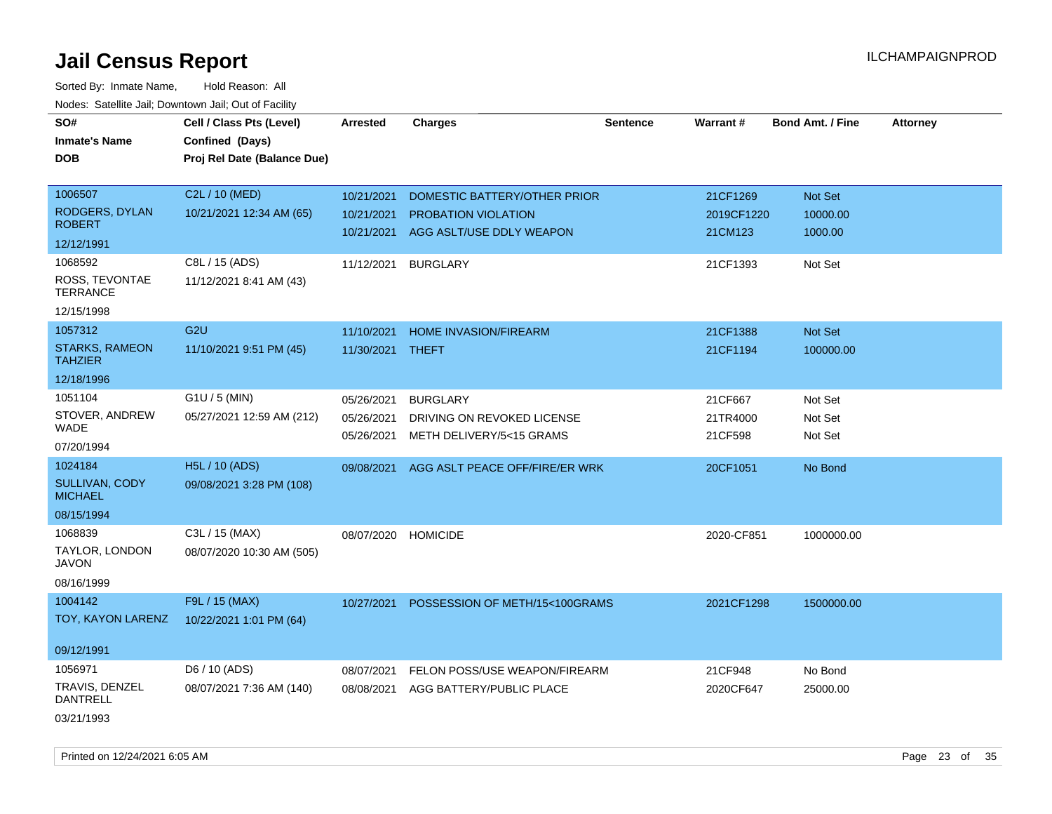# Jail Census Report

Sorted By: Inmate Name, Hold Reason: All

Nodes: Satellite Jail; Downtown Jail; Out of Facility

| SO# / Inmate's Name / DOB | Cell / Class Pts (Level) / Confined (Days) / Proj Rel Date (Balance Due) | Arrested | Charges | Sentence | Warrant # | Bond Amt. / Fine | Attorney |
|---|---|---|---|---|---|---|---|
| 1006507<br>RODGERS, DYLAN ROBERT<br>12/12/1991 | C2L / 10 (MED)<br>10/21/2021 12:34 AM (65) | 10/21/2021<br>10/21/2021<br>10/21/2021 | DOMESTIC BATTERY/OTHER PRIOR<br>PROBATION VIOLATION<br>AGG ASLT/USE DDLY WEAPON | | 21CF1269<br>2019CF1220<br>21CM123 | Not Set<br>10000.00<br>1000.00 | |
| 1068592<br>ROSS, TEVONTAE TERRANCE<br>12/15/1998 | C8L / 15 (ADS)<br>11/12/2021 8:41 AM (43) | 11/12/2021 | BURGLARY | | 21CF1393 | Not Set | |
| 1057312<br>STARKS, RAMEON TAHZIER<br>12/18/1996 | G2U<br>11/10/2021 9:51 PM (45) | 11/10/2021<br>11/30/2021 | HOME INVASION/FIREARM<br>THEFT | | 21CF1388<br>21CF1194 | Not Set<br>100000.00 | |
| 1051104<br>STOVER, ANDREW WADE<br>07/20/1994 | G1U / 5 (MIN)<br>05/27/2021 12:59 AM (212) | 05/26/2021<br>05/26/2021<br>05/26/2021 | BURGLARY<br>DRIVING ON REVOKED LICENSE<br>METH DELIVERY/5<15 GRAMS | | 21CF667<br>21TR4000<br>21CF598 | Not Set<br>Not Set<br>Not Set | |
| 1024184<br>SULLIVAN, CODY MICHAEL<br>08/15/1994 | H5L / 10 (ADS)<br>09/08/2021 3:28 PM (108) | 09/08/2021 | AGG ASLT PEACE OFF/FIRE/ER WRK | | 20CF1051 | No Bond | |
| 1068839<br>TAYLOR, LONDON JAVON<br>08/16/1999 | C3L / 15 (MAX)<br>08/07/2020 10:30 AM (505) | 08/07/2020 | HOMICIDE | | 2020-CF851 | 1000000.00 | |
| 1004142<br>TOY, KAYON LARENZ<br>09/12/1991 | F9L / 15 (MAX)<br>10/22/2021 1:01 PM (64) | 10/27/2021 | POSSESSION OF METH/15<100GRAMS | | 2021CF1298 | 1500000.00 | |
| 1056971<br>TRAVIS, DENZEL DANTRELL<br>03/21/1993 | D6 / 10 (ADS)<br>08/07/2021 7:36 AM (140) | 08/07/2021<br>08/08/2021 | FELON POSS/USE WEAPON/FIREARM<br>AGG BATTERY/PUBLIC PLACE | | 21CF948<br>2020CF647 | No Bond<br>25000.00 | |

Printed on 12/24/2021 6:05 AM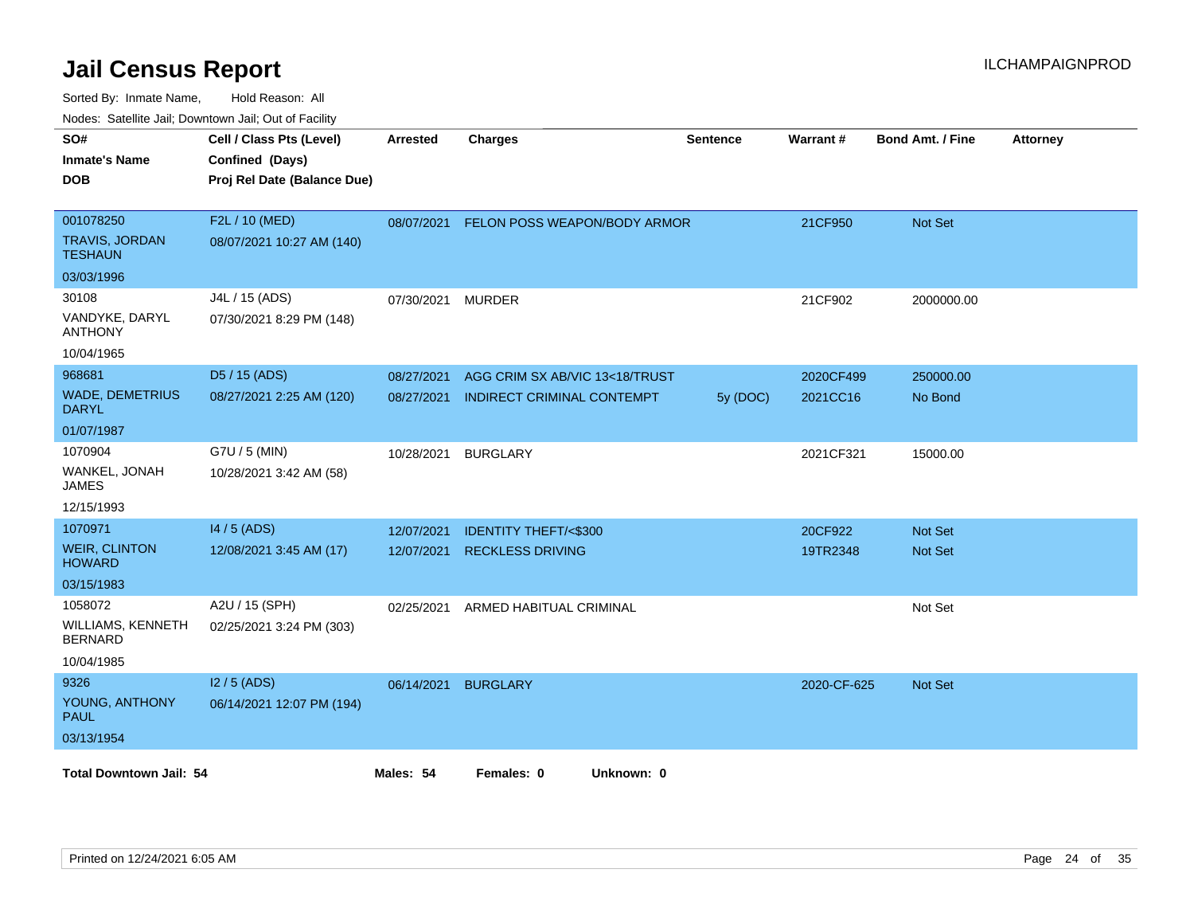# Jail Census Report

ILCHAMPAIGNPROD

Sorted By: Inmate Name, Hold Reason: All

Nodes: Satellite Jail; Downtown Jail; Out of Facility

| SO# / Inmate's Name / DOB | Cell / Class Pts (Level) / Confined (Days) / Proj Rel Date (Balance Due) | Arrested | Charges | Sentence | Warrant # | Bond Amt. / Fine | Attorney |
|---|---|---|---|---|---|---|---|
| 001078250 TRAVIS, JORDAN TESHAUN 03/03/1996 | F2L / 10 (MED) 08/07/2021 10:27 AM (140) | 08/07/2021 | FELON POSS WEAPON/BODY ARMOR | | 21CF950 | Not Set | |
| 30108 VANDYKE, DARYL ANTHONY 10/04/1965 | J4L / 15 (ADS) 07/30/2021 8:29 PM (148) | 07/30/2021 | MURDER | | 21CF902 | 2000000.00 | |
| 968681 WADE, DEMETRIUS DARYL 01/07/1987 | D5 / 15 (ADS) 08/27/2021 2:25 AM (120) | 08/27/2021 | AGG CRIM SX AB/VIC 13<18/TRUST | | 2020CF499 | 250000.00 | |
| | | 08/27/2021 | INDIRECT CRIMINAL CONTEMPT | 5y (DOC) | 2021CC16 | No Bond | |
| 1070904 WANKEL, JONAH JAMES 12/15/1993 | G7U / 5 (MIN) 10/28/2021 3:42 AM (58) | 10/28/2021 | BURGLARY | | 2021CF321 | 15000.00 | |
| 1070971 WEIR, CLINTON HOWARD 03/15/1983 | I4 / 5 (ADS) 12/08/2021 3:45 AM (17) | 12/07/2021 | IDENTITY THEFT/<$300 | | 20CF922 | Not Set | |
| | | 12/07/2021 | RECKLESS DRIVING | | 19TR2348 | Not Set | |
| 1058072 WILLIAMS, KENNETH BERNARD 10/04/1985 | A2U / 15 (SPH) 02/25/2021 3:24 PM (303) | 02/25/2021 | ARMED HABITUAL CRIMINAL | | | Not Set | |
| 9326 YOUNG, ANTHONY PAUL 03/13/1954 | I2 / 5 (ADS) 06/14/2021 12:07 PM (194) | 06/14/2021 | BURGLARY | | 2020-CF-625 | Not Set | |

**Total Downtown Jail: 54** **Males: 54** **Females: 0** **Unknown: 0**

Printed on 12/24/2021 6:05 AM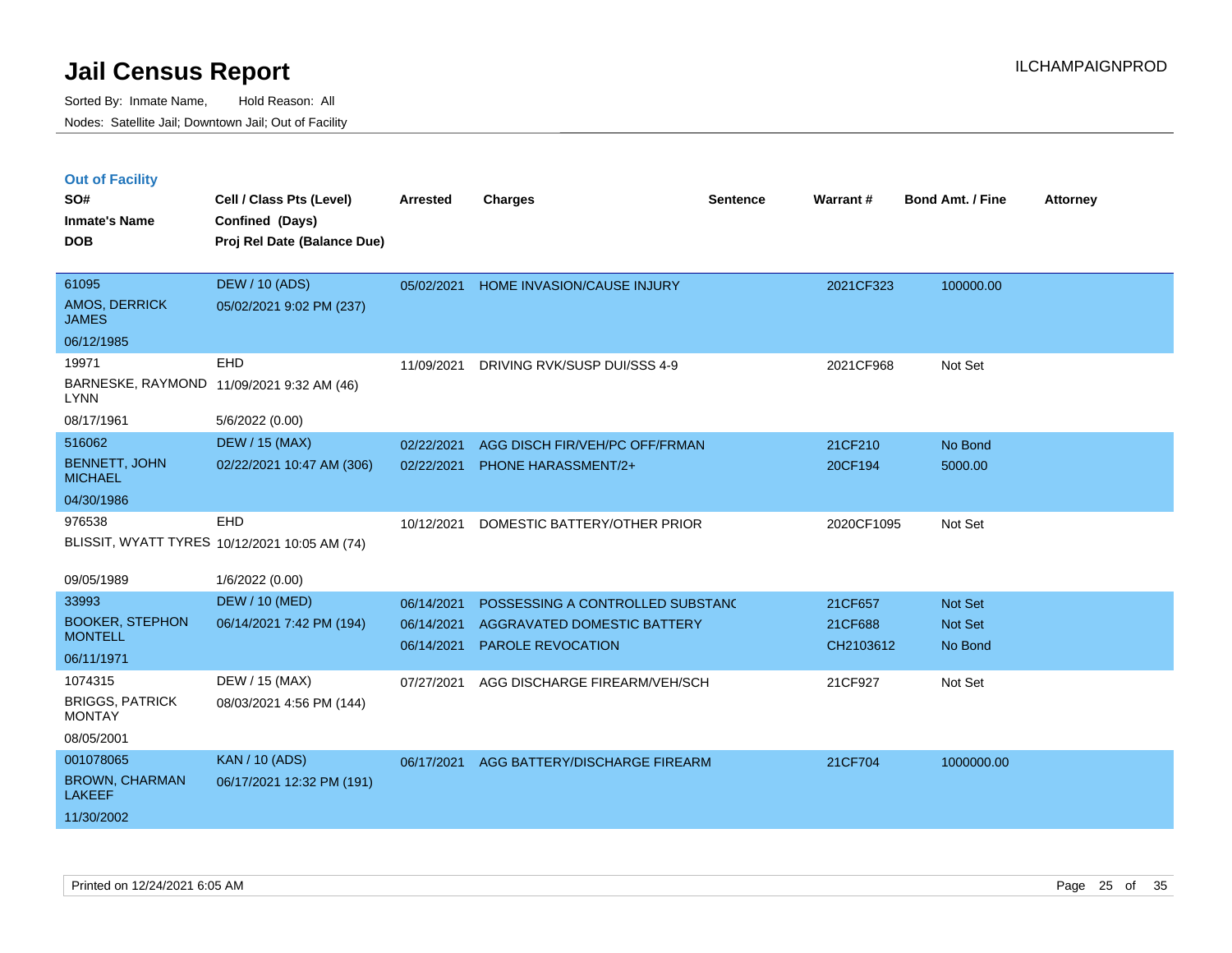# Jail Census Report

ILCHAMPAIGNPROD

Sorted By: Inmate Name, Hold Reason: All

Nodes: Satellite Jail; Downtown Jail; Out of Facility

## Out of Facility

| SO# / Inmate's Name / DOB | Cell / Class Pts (Level) / Confined (Days) / Proj Rel Date (Balance Due) | Arrested | Charges | Sentence | Warrant # | Bond Amt. / Fine | Attorney |
|---|---|---|---|---|---|---|---|
| 61095<br>AMOS, DERRICK JAMES<br>06/12/1985 | DEW / 10 (ADS)<br>05/02/2021 9:02 PM (237) | 05/02/2021 | HOME INVASION/CAUSE INJURY | | 2021CF323 | 100000.00 | |
| 19971<br>BARNESKE, RAYMOND LYNN<br>08/17/1961 | EHD<br>11/09/2021 9:32 AM (46)<br>5/6/2022 (0.00) | 11/09/2021 | DRIVING RVK/SUSP DUI/SSS 4-9 | | 2021CF968 | Not Set | |
| 516062<br>BENNETT, JOHN MICHAEL<br>04/30/1986 | DEW / 15 (MAX)<br>02/22/2021 10:47 AM (306) | 02/22/2021<br>02/22/2021 | AGG DISCH FIR/VEH/PC OFF/FRMAN<br>PHONE HARASSMENT/2+ | | 21CF210<br>20CF194 | No Bond<br>5000.00 | |
| 976538<br>BLISSIT, WYATT TYRES<br>09/05/1989 | EHD<br>10/12/2021 10:05 AM (74)<br>1/6/2022 (0.00) | 10/12/2021 | DOMESTIC BATTERY/OTHER PRIOR | | 2020CF1095 | Not Set | |
| 33993<br>BOOKER, STEPHON MONTELL<br>06/11/1971 | DEW / 10 (MED)<br>06/14/2021 7:42 PM (194) | 06/14/2021<br>06/14/2021<br>06/14/2021 | POSSESSING A CONTROLLED SUBSTANC<br>AGGRAVATED DOMESTIC BATTERY<br>PAROLE REVOCATION | | 21CF657<br>21CF688<br>CH2103612 | Not Set<br>Not Set<br>No Bond | |
| 1074315<br>BRIGGS, PATRICK MONTAY<br>08/05/2001 | DEW / 15 (MAX)<br>08/03/2021 4:56 PM (144) | 07/27/2021 | AGG DISCHARGE FIREARM/VEH/SCH | | 21CF927 | Not Set | |
| 001078065<br>BROWN, CHARMAN LAKEEF<br>11/30/2002 | KAN / 10 (ADS)<br>06/17/2021 12:32 PM (191) | 06/17/2021 | AGG BATTERY/DISCHARGE FIREARM | | 21CF704 | 1000000.00 | |

Printed on 12/24/2021 6:05 AM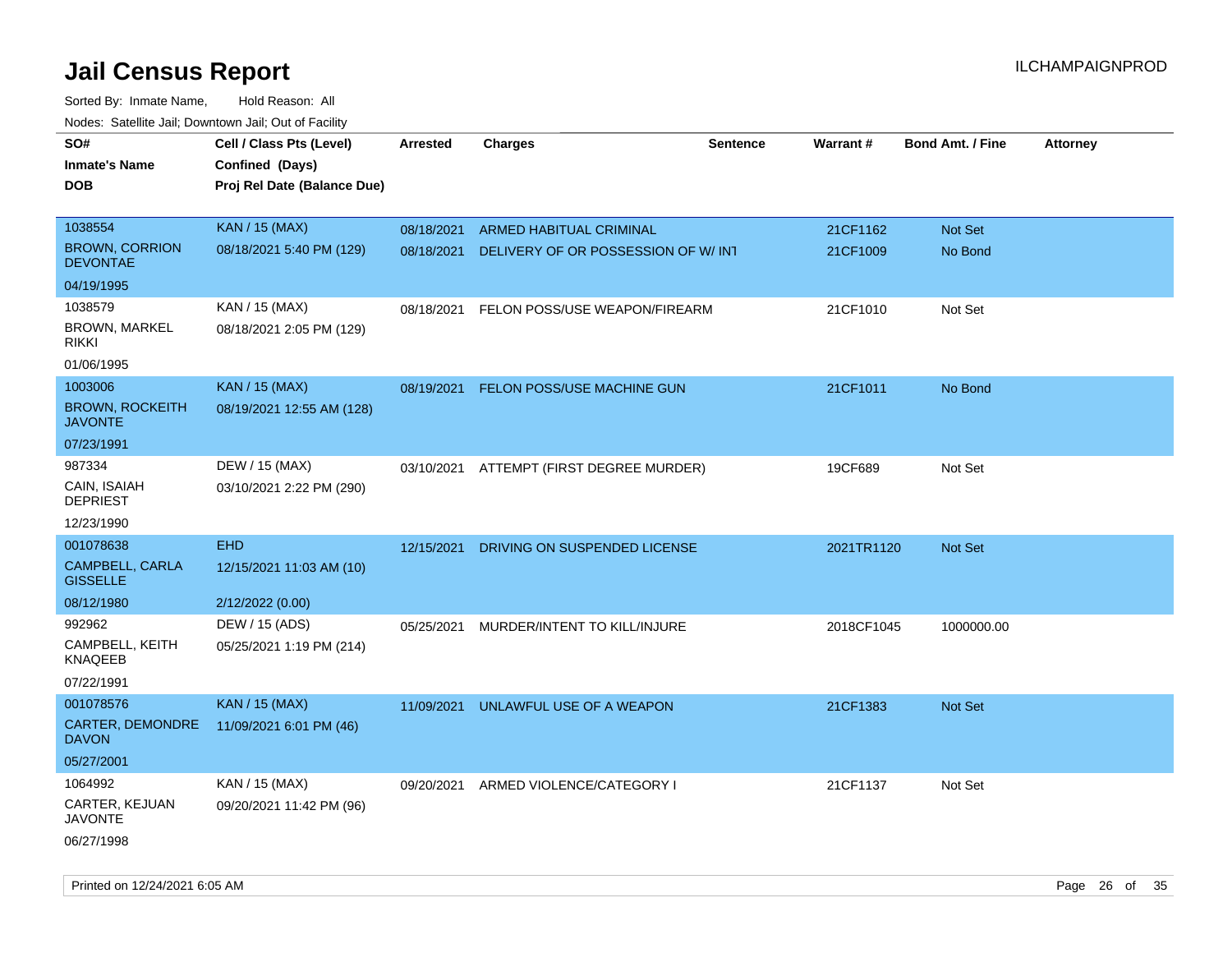# Jail Census Report

ILCHAMPAIGNPROD

Sorted By: Inmate Name, Hold Reason: All

Nodes: Satellite Jail; Downtown Jail; Out of Facility

| SO# / Inmate's Name / DOB | Cell / Class Pts (Level) / Confined (Days) / Proj Rel Date (Balance Due) | Arrested | Charges | Sentence | Warrant # | Bond Amt. / Fine | Attorney |
|---|---|---|---|---|---|---|---|
| 1038554<br>BROWN, CORRION DEVONTAE<br>04/19/1995 | KAN / 15 (MAX)<br>08/18/2021 5:40 PM (129) | 08/18/2021<br>08/18/2021 | ARMED HABITUAL CRIMINAL<br>DELIVERY OF OR POSSESSION OF W/ INT | | 21CF1162<br>21CF1009 | Not Set<br>No Bond | |
| 1038579<br>BROWN, MARKEL RIKKI<br>01/06/1995 | KAN / 15 (MAX)<br>08/18/2021 2:05 PM (129) | 08/18/2021 | FELON POSS/USE WEAPON/FIREARM | | 21CF1010 | Not Set | |
| 1003006<br>BROWN, ROCKEITH JAVONTE<br>07/23/1991 | KAN / 15 (MAX)<br>08/19/2021 12:55 AM (128) | 08/19/2021 | FELON POSS/USE MACHINE GUN | | 21CF1011 | No Bond | |
| 987334<br>CAIN, ISAIAH DEPRIEST<br>12/23/1990 | DEW / 15 (MAX)<br>03/10/2021 2:22 PM (290) | 03/10/2021 | ATTEMPT (FIRST DEGREE MURDER) | | 19CF689 | Not Set | |
| 001078638<br>CAMPBELL, CARLA GISSELLE<br>08/12/1980 | EHD<br>12/15/2021 11:03 AM (10)<br>2/12/2022 (0.00) | 12/15/2021 | DRIVING ON SUSPENDED LICENSE | | 2021TR1120 | Not Set | |
| 992962<br>CAMPBELL, KEITH KNAQEEB<br>07/22/1991 | DEW / 15 (ADS)<br>05/25/2021 1:19 PM (214) | 05/25/2021 | MURDER/INTENT TO KILL/INJURE | | 2018CF1045 | 1000000.00 | |
| 001078576<br>CARTER, DEMONDRE DAVON<br>05/27/2001 | KAN / 15 (MAX)<br>11/09/2021 6:01 PM (46) | 11/09/2021 | UNLAWFUL USE OF A WEAPON | | 21CF1383 | Not Set | |
| 1064992<br>CARTER, KEJUAN JAVONTE<br>06/27/1998 | KAN / 15 (MAX)<br>09/20/2021 11:42 PM (96) | 09/20/2021 | ARMED VIOLENCE/CATEGORY I | | 21CF1137 | Not Set | |

Printed on 12/24/2021 6:05 AM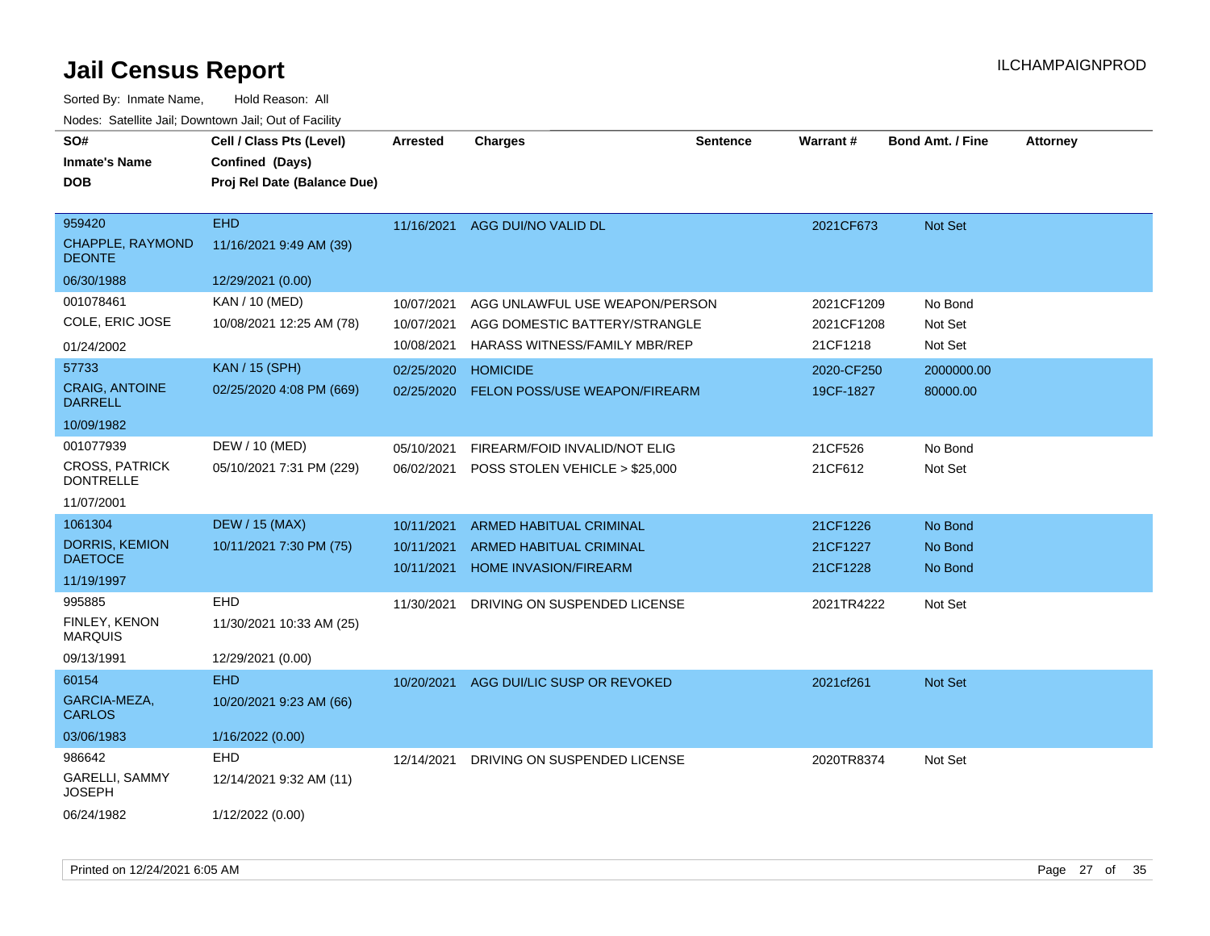# Jail Census Report

Sorted By: Inmate Name, Hold Reason: All

Nodes: Satellite Jail; Downtown Jail; Out of Facility

| SO# / Inmate's Name / DOB | Cell / Class Pts (Level) / Confined (Days) / Proj Rel Date (Balance Due) | Arrested | Charges | Sentence | Warrant # | Bond Amt. / Fine | Attorney |
|---|---|---|---|---|---|---|---|
| 959420<br>CHAPPLE, RAYMOND DEONTE<br>06/30/1988 | EHD<br>11/16/2021 9:49 AM (39)<br>12/29/2021 (0.00) | 11/16/2021 | AGG DUI/NO VALID DL | | 2021CF673 | Not Set | |
| 001078461<br>COLE, ERIC JOSE<br>01/24/2002 | KAN / 10 (MED)<br>10/08/2021 12:25 AM (78) | 10/07/2021<br>10/07/2021<br>10/08/2021 | AGG UNLAWFUL USE WEAPON/PERSON<br>AGG DOMESTIC BATTERY/STRANGLE<br>HARASS WITNESS/FAMILY MBR/REP | | 2021CF1209<br>2021CF1208<br>21CF1218 | No Bond<br>Not Set<br>Not Set | |
| 57733<br>CRAIG, ANTOINE DARRELL<br>10/09/1982 | KAN / 15 (SPH)<br>02/25/2020 4:08 PM (669) | 02/25/2020<br>02/25/2020 | HOMICIDE<br>FELON POSS/USE WEAPON/FIREARM | | 2020-CF250<br>19CF-1827 | 2000000.00<br>80000.00 | |
| 001077939<br>CROSS, PATRICK DONTRELLE<br>11/07/2001 | DEW / 10 (MED)<br>05/10/2021 7:31 PM (229) | 05/10/2021<br>06/02/2021 | FIREARM/FOID INVALID/NOT ELIG<br>POSS STOLEN VEHICLE > $25,000 | | 21CF526<br>21CF612 | No Bond<br>Not Set | |
| 1061304<br>DORRIS, KEMION DAETOCE<br>11/19/1997 | DEW / 15 (MAX)<br>10/11/2021 7:30 PM (75) | 10/11/2021<br>10/11/2021<br>10/11/2021 | ARMED HABITUAL CRIMINAL<br>ARMED HABITUAL CRIMINAL<br>HOME INVASION/FIREARM | | 21CF1226<br>21CF1227<br>21CF1228 | No Bond<br>No Bond<br>No Bond | |
| 995885<br>FINLEY, KENON MARQUIS<br>09/13/1991 | EHD<br>11/30/2021 10:33 AM (25)<br>12/29/2021 (0.00) | 11/30/2021 | DRIVING ON SUSPENDED LICENSE | | 2021TR4222 | Not Set | |
| 60154<br>GARCIA-MEZA, CARLOS<br>03/06/1983 | EHD<br>10/20/2021 9:23 AM (66)<br>1/16/2022 (0.00) | 10/20/2021 | AGG DUI/LIC SUSP OR REVOKED | | 2021cf261 | Not Set | |
| 986642<br>GARELLI, SAMMY JOSEPH<br>06/24/1982 | EHD<br>12/14/2021 9:32 AM (11)<br>1/12/2022 (0.00) | 12/14/2021 | DRIVING ON SUSPENDED LICENSE | | 2020TR8374 | Not Set | |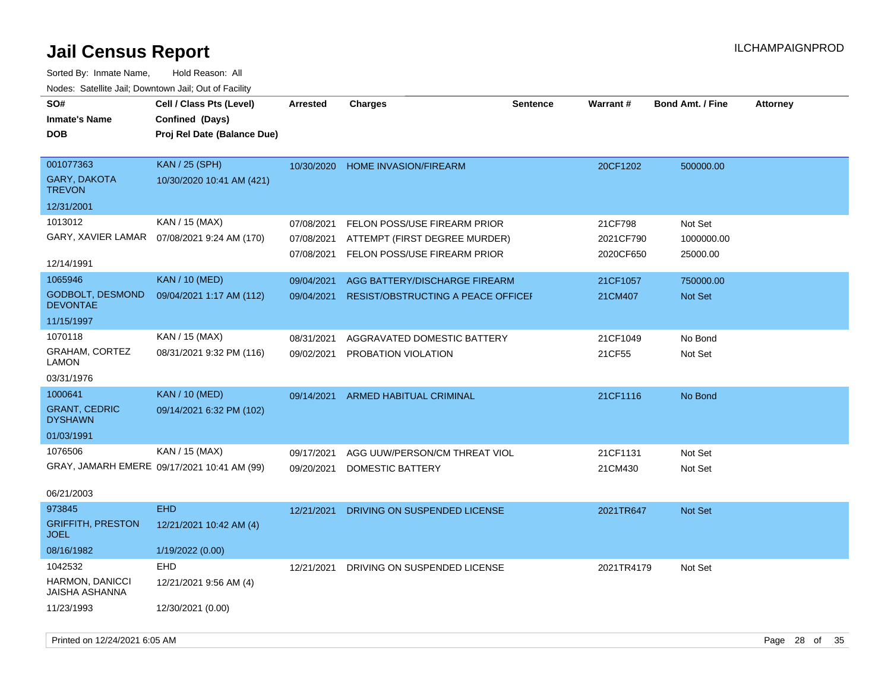# Jail Census Report

Sorted By: Inmate Name, Hold Reason: All

Nodes: Satellite Jail; Downtown Jail; Out of Facility

| SO# / Inmate's Name / DOB | Cell / Class Pts (Level) / Confined (Days) / Proj Rel Date (Balance Due) | Arrested | Charges | Sentence | Warrant # | Bond Amt. / Fine | Attorney |
|---|---|---|---|---|---|---|---|
| 001077363 GARY, DAKOTA TREVON 12/31/2001 | KAN / 25 (SPH) 10/30/2020 10:41 AM (421) | 10/30/2020 | HOME INVASION/FIREARM | | 20CF1202 | 500000.00 | |
| 1013012 GARY, XAVIER LAMAR 12/14/1991 | KAN / 15 (MAX) 07/08/2021 9:24 AM (170) | 07/08/2021 | FELON POSS/USE FIREARM PRIOR | | 21CF798 | Not Set | |
| | | 07/08/2021 | ATTEMPT (FIRST DEGREE MURDER) | | 2021CF790 | 1000000.00 | |
| | | 07/08/2021 | FELON POSS/USE FIREARM PRIOR | | 2020CF650 | 25000.00 | |
| 1065946 GODBOLT, DESMOND DEVONTAE 11/15/1997 | KAN / 10 (MED) 09/04/2021 1:17 AM (112) | 09/04/2021 | AGG BATTERY/DISCHARGE FIREARM | | 21CF1057 | 750000.00 | |
| | | 09/04/2021 | RESIST/OBSTRUCTING A PEACE OFFICEI | | 21CM407 | Not Set | |
| 1070118 GRAHAM, CORTEZ LAMON 03/31/1976 | KAN / 15 (MAX) 08/31/2021 9:32 PM (116) | 08/31/2021 | AGGRAVATED DOMESTIC BATTERY | | 21CF1049 | No Bond | |
| | | 09/02/2021 | PROBATION VIOLATION | | 21CF55 | Not Set | |
| 1000641 GRANT, CEDRIC DYSHAWN 01/03/1991 | KAN / 10 (MED) 09/14/2021 6:32 PM (102) | 09/14/2021 | ARMED HABITUAL CRIMINAL | | 21CF1116 | No Bond | |
| 1076506 GRAY, JAMARH EMERE 06/21/2003 | KAN / 15 (MAX) 09/17/2021 10:41 AM (99) | 09/17/2021 | AGG UUW/PERSON/CM THREAT VIOL | | 21CF1131 | Not Set | |
| | | 09/20/2021 | DOMESTIC BATTERY | | 21CM430 | Not Set | |
| 973845 GRIFFITH, PRESTON JOEL 08/16/1982 | EHD 12/21/2021 10:42 AM (4) 1/19/2022 (0.00) | 12/21/2021 | DRIVING ON SUSPENDED LICENSE | | 2021TR647 | Not Set | |
| 1042532 HARMON, DANICCI JAISHA ASHANNA 11/23/1993 | EHD 12/21/2021 9:56 AM (4) 12/30/2021 (0.00) | 12/21/2021 | DRIVING ON SUSPENDED LICENSE | | 2021TR4179 | Not Set | |

Printed on 12/24/2021 6:05 AM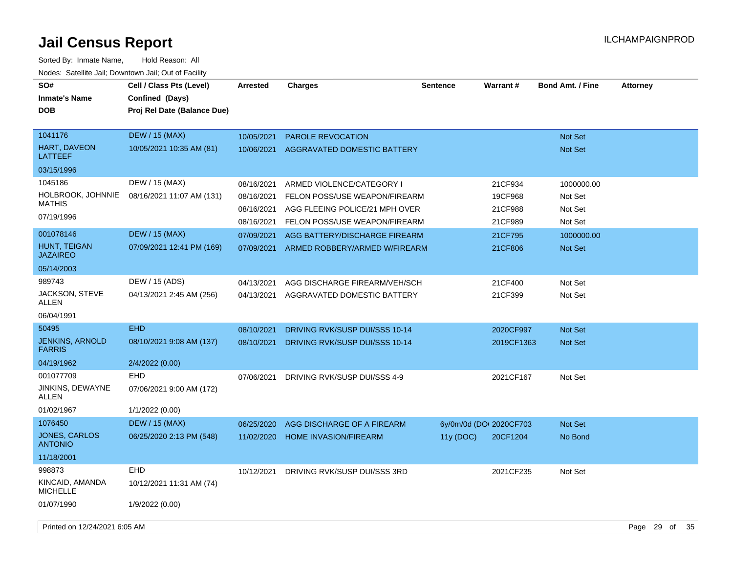# Jail Census Report

ILCHAMPAIGNPROD

Sorted By: Inmate Name, Hold Reason: All

Nodes: Satellite Jail; Downtown Jail; Out of Facility

| SO# / Inmate's Name / DOB | Cell / Class Pts (Level) / Confined (Days) / Proj Rel Date (Balance Due) | Arrested | Charges | Sentence | Warrant # | Bond Amt. / Fine | Attorney |
|---|---|---|---|---|---|---|---|
| 1041176 | DEW / 15 (MAX) | 10/05/2021 | PAROLE REVOCATION | | | Not Set | |
| HART, DAVEON LATTEEF | 10/05/2021 10:35 AM (81) | 10/06/2021 | AGGRAVATED DOMESTIC BATTERY | | | Not Set | |
| 03/15/1996 | | | | | | | |
| 1045186 | DEW / 15 (MAX) | 08/16/2021 | ARMED VIOLENCE/CATEGORY I | | 21CF934 | 1000000.00 | |
| HOLBROOK, JOHNNIE MATHIS | 08/16/2021 11:07 AM (131) | 08/16/2021 | FELON POSS/USE WEAPON/FIREARM | | 19CF968 | Not Set | |
| 07/19/1996 | | 08/16/2021 | AGG FLEEING POLICE/21 MPH OVER | | 21CF988 | Not Set | |
| | | 08/16/2021 | FELON POSS/USE WEAPON/FIREARM | | 21CF989 | Not Set | |
| 001078146 | DEW / 15 (MAX) | 07/09/2021 | AGG BATTERY/DISCHARGE FIREARM | | 21CF795 | 1000000.00 | |
| HUNT, TEIGAN JAZAIREO | 07/09/2021 12:41 PM (169) | 07/09/2021 | ARMED ROBBERY/ARMED W/FIREARM | | 21CF806 | Not Set | |
| 05/14/2003 | | | | | | | |
| 989743 | DEW / 15 (ADS) | 04/13/2021 | AGG DISCHARGE FIREARM/VEH/SCH | | 21CF400 | Not Set | |
| JACKSON, STEVE ALLEN | 04/13/2021 2:45 AM (256) | 04/13/2021 | AGGRAVATED DOMESTIC BATTERY | | 21CF399 | Not Set | |
| 06/04/1991 | | | | | | | |
| 50495 | EHD | 08/10/2021 | DRIVING RVK/SUSP DUI/SSS 10-14 | | 2020CF997 | Not Set | |
| JENKINS, ARNOLD FARRIS | 08/10/2021 9:08 AM (137) | 08/10/2021 | DRIVING RVK/SUSP DUI/SSS 10-14 | | 2019CF1363 | Not Set | |
| 04/19/1962 | 2/4/2022 (0.00) | | | | | | |
| 001077709 | EHD | 07/06/2021 | DRIVING RVK/SUSP DUI/SSS 4-9 | | 2021CF167 | Not Set | |
| JINKINS, DEWAYNE ALLEN | 07/06/2021 9:00 AM (172) | | | | | | |
| 01/02/1967 | 1/1/2022 (0.00) | | | | | | |
| 1076450 | DEW / 15 (MAX) | 06/25/2020 | AGG DISCHARGE OF A FIREARM | 6y/0m/0d (DO | 2020CF703 | Not Set | |
| JONES, CARLOS ANTONIO | 06/25/2020 2:13 PM (548) | 11/02/2020 | HOME INVASION/FIREARM | 11y (DOC) | 20CF1204 | No Bond | |
| 11/18/2001 | | | | | | | |
| 998873 | EHD | 10/12/2021 | DRIVING RVK/SUSP DUI/SSS 3RD | | 2021CF235 | Not Set | |
| KINCAID, AMANDA MICHELLE | 10/12/2021 11:31 AM (74) | | | | | | |
| 01/07/1990 | 1/9/2022 (0.00) | | | | | | |

Printed on 12/24/2021 6:05 AM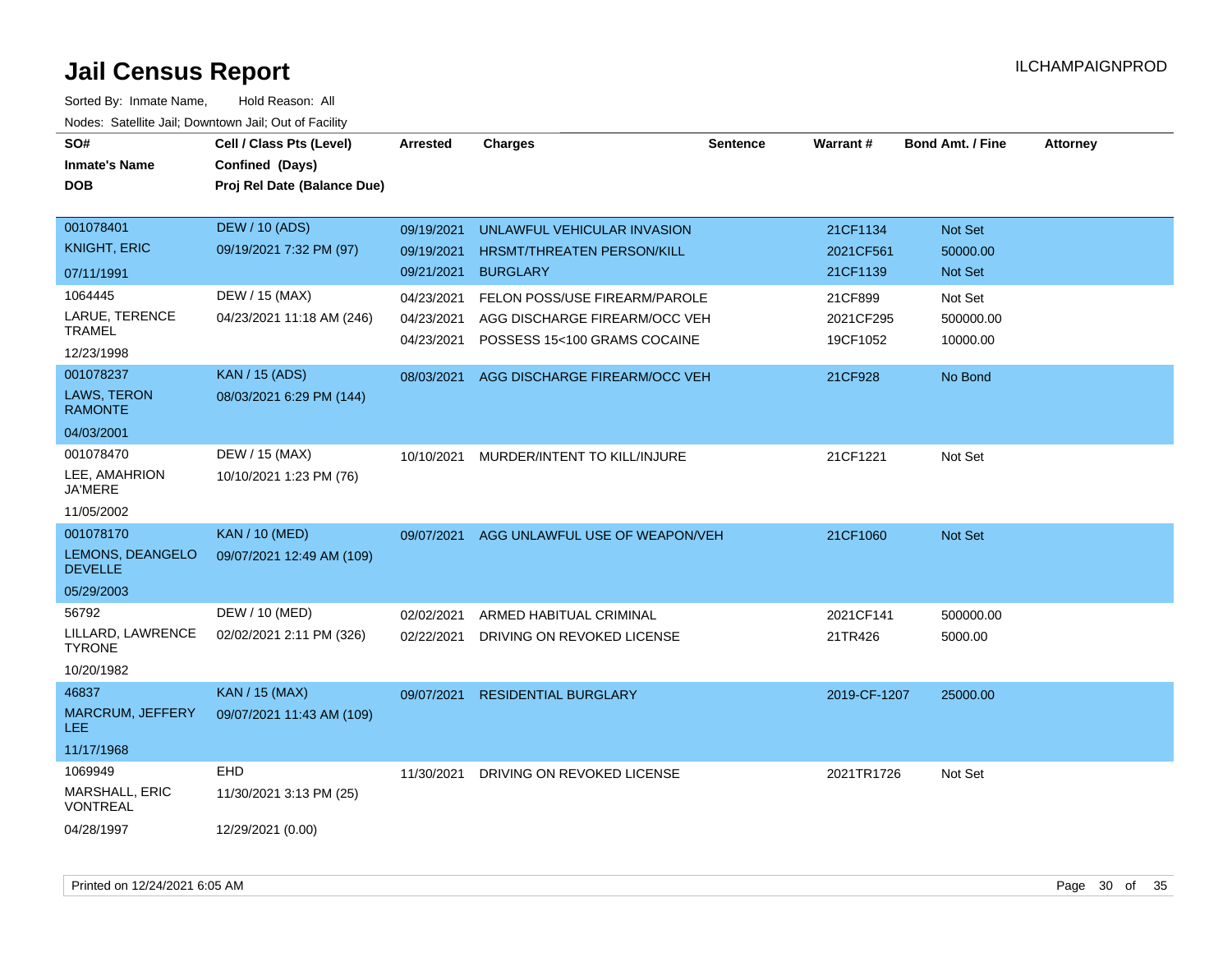# Jail Census Report

Sorted By: Inmate Name, Hold Reason: All

Nodes: Satellite Jail; Downtown Jail; Out of Facility

| SO# / Inmate's Name / DOB | Cell / Class Pts (Level) / Confined (Days) / Proj Rel Date (Balance Due) | Arrested | Charges | Sentence | Warrant # | Bond Amt. / Fine | Attorney |
|---|---|---|---|---|---|---|---|
| 001078401 KNIGHT, ERIC 07/11/1991 | DEW / 10 (ADS) 09/19/2021 7:32 PM (97) | 09/19/2021 | UNLAWFUL VEHICULAR INVASION | | 21CF1134 | Not Set | |
| | | 09/19/2021 | HRSMT/THREATEN PERSON/KILL | | 2021CF561 | 50000.00 | |
| | | 09/21/2021 | BURGLARY | | 21CF1139 | Not Set | |
| 1064445 LARUE, TERENCE TRAMEL 12/23/1998 | DEW / 15 (MAX) 04/23/2021 11:18 AM (246) | 04/23/2021 | FELON POSS/USE FIREARM/PAROLE | | 21CF899 | Not Set | |
| | | 04/23/2021 | AGG DISCHARGE FIREARM/OCC VEH | | 2021CF295 | 500000.00 | |
| | | 04/23/2021 | POSSESS 15<100 GRAMS COCAINE | | 19CF1052 | 10000.00 | |
| 001078237 LAWS, TERON RAMONTE 04/03/2001 | KAN / 15 (ADS) 08/03/2021 6:29 PM (144) | 08/03/2021 | AGG DISCHARGE FIREARM/OCC VEH | | 21CF928 | No Bond | |
| 001078470 LEE, AMAHRION JA'MERE 11/05/2002 | DEW / 15 (MAX) 10/10/2021 1:23 PM (76) | 10/10/2021 | MURDER/INTENT TO KILL/INJURE | | 21CF1221 | Not Set | |
| 001078170 LEMONS, DEANGELO DEVELLE 05/29/2003 | KAN / 10 (MED) 09/07/2021 12:49 AM (109) | 09/07/2021 | AGG UNLAWFUL USE OF WEAPON/VEH | | 21CF1060 | Not Set | |
| 56792 LILLARD, LAWRENCE TYRONE 10/20/1982 | DEW / 10 (MED) 02/02/2021 2:11 PM (326) | 02/02/2021 | ARMED HABITUAL CRIMINAL | | 2021CF141 | 500000.00 | |
| | | 02/22/2021 | DRIVING ON REVOKED LICENSE | | 21TR426 | 5000.00 | |
| 46837 MARCRUM, JEFFERY LEE 11/17/1968 | KAN / 15 (MAX) 09/07/2021 11:43 AM (109) | 09/07/2021 | RESIDENTIAL BURGLARY | | 2019-CF-1207 | 25000.00 | |
| 1069949 MARSHALL, ERIC VONTREAL 04/28/1997 | EHD 11/30/2021 3:13 PM (25) 12/29/2021 (0.00) | 11/30/2021 | DRIVING ON REVOKED LICENSE | | 2021TR1726 | Not Set | |

Printed on 12/24/2021 6:05 AM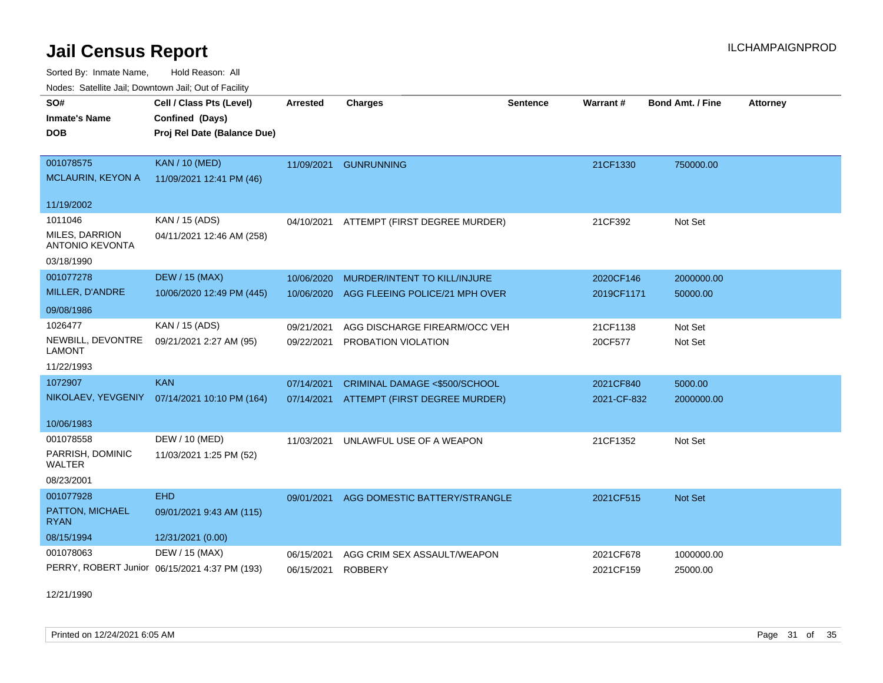# Jail Census Report

ILCHAMPAIGNPROD

Sorted By: Inmate Name, Hold Reason: All

Nodes: Satellite Jail; Downtown Jail; Out of Facility

| SO# / Inmate's Name / DOB | Cell / Class Pts (Level) / Confined (Days) / Proj Rel Date (Balance Due) | Arrested | Charges | Sentence | Warrant # | Bond Amt. / Fine | Attorney |
|---|---|---|---|---|---|---|---|
| 001078575<br>MCLAURIN, KEYON A<br>11/19/2002 | KAN / 10 (MED)<br>11/09/2021 12:41 PM (46) | 11/09/2021 | GUNRUNNING | | 21CF1330 | 750000.00 | |
| 1011046<br>MILES, DARRION ANTONIO KEVONTA<br>03/18/1990 | KAN / 15 (ADS)<br>04/11/2021 12:46 AM (258) | 04/10/2021 | ATTEMPT (FIRST DEGREE MURDER) | | 21CF392 | Not Set | |
| 001077278<br>MILLER, D'ANDRE<br>09/08/1986 | DEW / 15 (MAX)<br>10/06/2020 12:49 PM (445) | 10/06/2020<br>10/06/2020 | MURDER/INTENT TO KILL/INJURE<br>AGG FLEEING POLICE/21 MPH OVER | | 2020CF146<br>2019CF1171 | 2000000.00<br>50000.00 | |
| 1026477<br>NEWBILL, DEVONTRE LAMONT<br>11/22/1993 | KAN / 15 (ADS)<br>09/21/2021 2:27 AM (95) | 09/21/2021<br>09/22/2021 | AGG DISCHARGE FIREARM/OCC VEH<br>PROBATION VIOLATION | | 21CF1138<br>20CF577 | Not Set<br>Not Set | |
| 1072907<br>NIKOLAEV, YEVGENIY<br>10/06/1983 | KAN<br>07/14/2021 10:10 PM (164) | 07/14/2021<br>07/14/2021 | CRIMINAL DAMAGE <$500/SCHOOL<br>ATTEMPT (FIRST DEGREE MURDER) | | 2021CF840<br>2021-CF-832 | 5000.00<br>2000000.00 | |
| 001078558<br>PARRISH, DOMINIC WALTER<br>08/23/2001 | DEW / 10 (MED)<br>11/03/2021 1:25 PM (52) | 11/03/2021 | UNLAWFUL USE OF A WEAPON | | 21CF1352 | Not Set | |
| 001077928<br>PATTON, MICHAEL RYAN<br>08/15/1994 | EHD<br>09/01/2021 9:43 AM (115)<br>12/31/2021 (0.00) | 09/01/2021 | AGG DOMESTIC BATTERY/STRANGLE | | 2021CF515 | Not Set | |
| 001078063<br>PERRY, ROBERT Junior<br>12/21/1990 | DEW / 15 (MAX)<br>06/15/2021 4:37 PM (193) | 06/15/2021<br>06/15/2021 | AGG CRIM SEX ASSAULT/WEAPON<br>ROBBERY | | 2021CF678<br>2021CF159 | 1000000.00<br>25000.00 | |

Printed on 12/24/2021 6:05 AM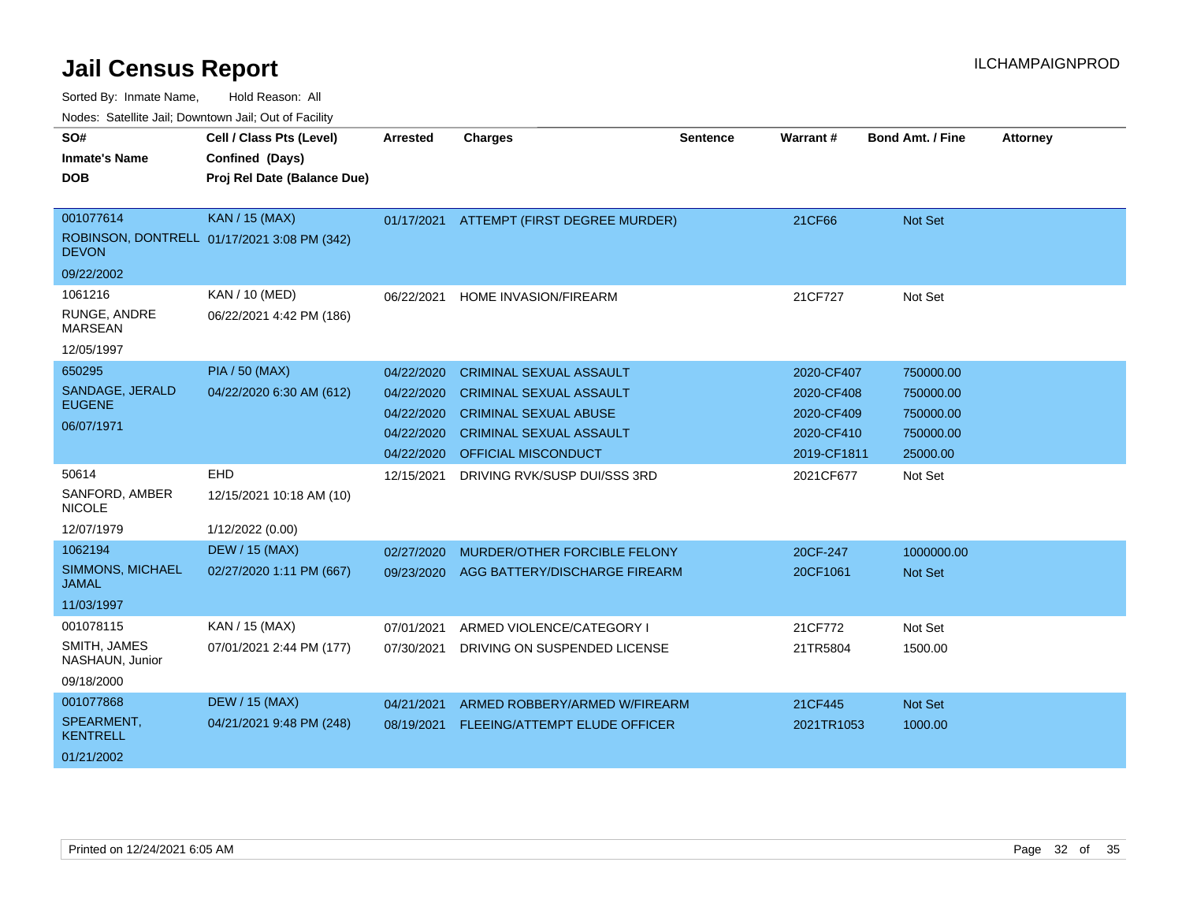# Jail Census Report

ILCHAMPAIGNPROD

Sorted By: Inmate Name, Hold Reason: All

Nodes: Satellite Jail; Downtown Jail; Out of Facility

| SO# / Inmate's Name / DOB | Cell / Class Pts (Level) / Confined (Days) / Proj Rel Date (Balance Due) | Arrested | Charges | Sentence | Warrant # | Bond Amt. / Fine | Attorney |
|---|---|---|---|---|---|---|---|
| 001077614<br>ROBINSON, DONTRELL DEVON<br>09/22/2002 | KAN / 15 (MAX)<br>01/17/2021 3:08 PM (342) | 01/17/2021 | ATTEMPT (FIRST DEGREE MURDER) | | 21CF66 | Not Set | |
| 1061216<br>RUNGE, ANDRE MARSEAN<br>12/05/1997 | KAN / 10 (MED)<br>06/22/2021 4:42 PM (186) | 06/22/2021 | HOME INVASION/FIREARM | | 21CF727 | Not Set | |
| 650295<br>SANDAGE, JERALD EUGENE<br>06/07/1971 | PIA / 50 (MAX)<br>04/22/2020 6:30 AM (612) | 04/22/2020 | CRIMINAL SEXUAL ASSAULT | | 2020-CF407 | 750000.00 | |
| | | 04/22/2020 | CRIMINAL SEXUAL ASSAULT | | 2020-CF408 | 750000.00 | |
| | | 04/22/2020 | CRIMINAL SEXUAL ABUSE | | 2020-CF409 | 750000.00 | |
| | | 04/22/2020 | CRIMINAL SEXUAL ASSAULT | | 2020-CF410 | 750000.00 | |
| | | 04/22/2020 | OFFICIAL MISCONDUCT | | 2019-CF1811 | 25000.00 | |
| 50614<br>SANFORD, AMBER NICOLE<br>12/07/1979 | EHD<br>12/15/2021 10:18 AM (10)<br>1/12/2022 (0.00) | 12/15/2021 | DRIVING RVK/SUSP DUI/SSS 3RD | | 2021CF677 | Not Set | |
| 1062194<br>SIMMONS, MICHAEL JAMAL<br>11/03/1997 | DEW / 15 (MAX)<br>02/27/2020 1:11 PM (667) | 02/27/2020 | MURDER/OTHER FORCIBLE FELONY | | 20CF-247 | 1000000.00 | |
| | | 09/23/2020 | AGG BATTERY/DISCHARGE FIREARM | | 20CF1061 | Not Set | |
| 001078115<br>SMITH, JAMES NASHAUN, Junior<br>09/18/2000 | KAN / 15 (MAX)<br>07/01/2021 2:44 PM (177) | 07/01/2021 | ARMED VIOLENCE/CATEGORY I | | 21CF772 | Not Set | |
| | | 07/30/2021 | DRIVING ON SUSPENDED LICENSE | | 21TR5804 | 1500.00 | |
| 001077868<br>SPEARMENT, KENTRELL<br>01/21/2002 | DEW / 15 (MAX)<br>04/21/2021 9:48 PM (248) | 04/21/2021 | ARMED ROBBERY/ARMED W/FIREARM | | 21CF445 | Not Set | |
| | | 08/19/2021 | FLEEING/ATTEMPT ELUDE OFFICER | | 2021TR1053 | 1000.00 | |

Printed on 12/24/2021 6:05 AM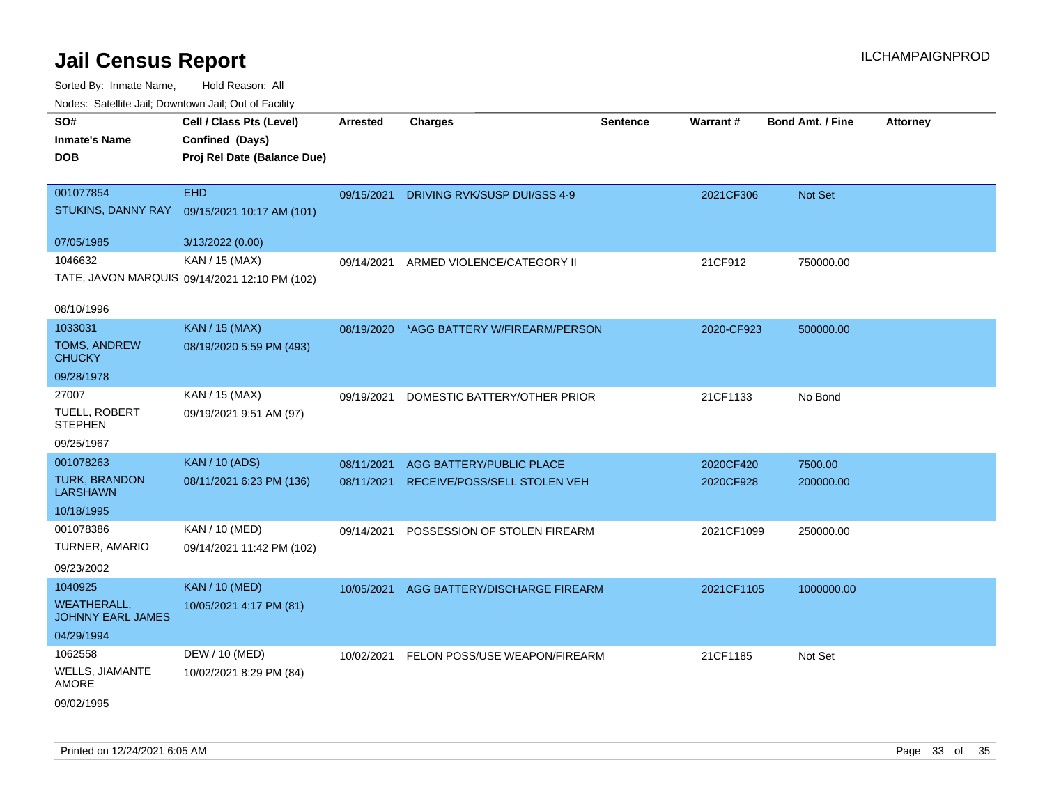# Jail Census Report

ILCHAMPAIGNPROD

Sorted By: Inmate Name, Hold Reason: All

Nodes: Satellite Jail; Downtown Jail; Out of Facility

| SO# / Inmate's Name / DOB | Cell / Class Pts (Level) / Confined (Days) / Proj Rel Date (Balance Due) | Arrested | Charges | Sentence | Warrant # | Bond Amt. / Fine | Attorney |
|---|---|---|---|---|---|---|---|
| 001077854<br>STUKINS, DANNY RAY<br>07/05/1985 | EHD<br>09/15/2021 10:17 AM (101)<br>3/13/2022 (0.00) | 09/15/2021 | DRIVING RVK/SUSP DUI/SSS 4-9 | | 2021CF306 | Not Set | |
| 1046632<br>TATE, JAVON MARQUIS<br>08/10/1996 | KAN / 15 (MAX)<br>09/14/2021 12:10 PM (102) | 09/14/2021 | ARMED VIOLENCE/CATEGORY II | | 21CF912 | 750000.00 | |
| 1033031<br>TOMS, ANDREW CHUCKY<br>09/28/1978 | KAN / 15 (MAX)<br>08/19/2020 5:59 PM (493) | 08/19/2020 | *AGG BATTERY W/FIREARM/PERSON | | 2020-CF923 | 500000.00 | |
| 27007<br>TUELL, ROBERT STEPHEN<br>09/25/1967 | KAN / 15 (MAX)<br>09/19/2021 9:51 AM (97) | 09/19/2021 | DOMESTIC BATTERY/OTHER PRIOR | | 21CF1133 | No Bond | |
| 001078263<br>TURK, BRANDON LARSHAWN<br>10/18/1995 | KAN / 10 (ADS)<br>08/11/2021 6:23 PM (136) | 08/11/2021<br>08/11/2021 | AGG BATTERY/PUBLIC PLACE<br>RECEIVE/POSS/SELL STOLEN VEH | | 2020CF420<br>2020CF928 | 7500.00<br>200000.00 | |
| 001078386<br>TURNER, AMARIO<br>09/23/2002 | KAN / 10 (MED)<br>09/14/2021 11:42 PM (102) | 09/14/2021 | POSSESSION OF STOLEN FIREARM | | 2021CF1099 | 250000.00 | |
| 1040925<br>WEATHERALL, JOHNNY EARL JAMES<br>04/29/1994 | KAN / 10 (MED)<br>10/05/2021 4:17 PM (81) | 10/05/2021 | AGG BATTERY/DISCHARGE FIREARM | | 2021CF1105 | 1000000.00 | |
| 1062558<br>WELLS, JIAMANTE AMORE<br>09/02/1995 | DEW / 10 (MED)<br>10/02/2021 8:29 PM (84) | 10/02/2021 | FELON POSS/USE WEAPON/FIREARM | | 21CF1185 | Not Set | |

Printed on 12/24/2021 6:05 AM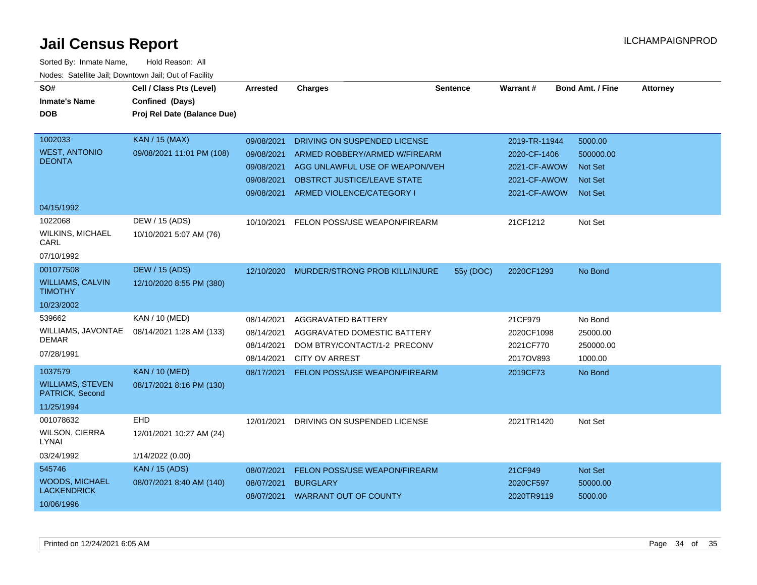# Jail Census Report

ILCHAMPAIGNPROD

Sorted By: Inmate Name, Hold Reason: All

Nodes: Satellite Jail; Downtown Jail; Out of Facility

| SO# / Inmate's Name / DOB | Cell / Class Pts (Level) / Confined (Days) / Proj Rel Date (Balance Due) | Arrested | Charges | Sentence | Warrant # | Bond Amt. / Fine | Attorney |
|---|---|---|---|---|---|---|---|
| 1002033<br>WEST, ANTONIO DEONTA<br>04/15/1992 | KAN / 15 (MAX)<br>09/08/2021 11:01 PM (108) | 09/08/2021 | DRIVING ON SUSPENDED LICENSE | | 2019-TR-11944 | 5000.00 | |
| | | 09/08/2021 | ARMED ROBBERY/ARMED W/FIREARM | | 2020-CF-1406 | 500000.00 | |
| | | 09/08/2021 | AGG UNLAWFUL USE OF WEAPON/VEH | | 2021-CF-AWOW | Not Set | |
| | | 09/08/2021 | OBSTRCT JUSTICE/LEAVE STATE | | 2021-CF-AWOW | Not Set | |
| | | 09/08/2021 | ARMED VIOLENCE/CATEGORY I | | 2021-CF-AWOW | Not Set | |
| 1022068<br>WILKINS, MICHAEL CARL<br>07/10/1992 | DEW / 15 (ADS)<br>10/10/2021 5:07 AM (76) | 10/10/2021 | FELON POSS/USE WEAPON/FIREARM | | 21CF1212 | Not Set | |
| 001077508<br>WILLIAMS, CALVIN TIMOTHY<br>10/23/2002 | DEW / 15 (ADS)<br>12/10/2020 8:55 PM (380) | 12/10/2020 | MURDER/STRONG PROB KILL/INJURE | 55y (DOC) | 2020CF1293 | No Bond | |
| 539662<br>WILLIAMS, JAVONTAE DEMAR<br>07/28/1991 | KAN / 10 (MED)<br>08/14/2021 1:28 AM (133) | 08/14/2021 | AGGRAVATED BATTERY | | 21CF979 | No Bond | |
| | | 08/14/2021 | AGGRAVATED DOMESTIC BATTERY | | 2020CF1098 | 25000.00 | |
| | | 08/14/2021 | DOM BTRY/CONTACT/1-2 PRECONV | | 2021CF770 | 250000.00 | |
| | | 08/14/2021 | CITY OV ARREST | | 2017OV893 | 1000.00 | |
| 1037579<br>WILLIAMS, STEVEN PATRICK, Second<br>11/25/1994 | KAN / 10 (MED)<br>08/17/2021 8:16 PM (130) | 08/17/2021 | FELON POSS/USE WEAPON/FIREARM | | 2019CF73 | No Bond | |
| 001078632<br>WILSON, CIERRA LYNAI<br>03/24/1992 | EHD<br>12/01/2021 10:27 AM (24)<br>1/14/2022 (0.00) | 12/01/2021 | DRIVING ON SUSPENDED LICENSE | | 2021TR1420 | Not Set | |
| 545746<br>WOODS, MICHAEL LACKENDRICK<br>10/06/1996 | KAN / 15 (ADS)<br>08/07/2021 8:40 AM (140) | 08/07/2021 | FELON POSS/USE WEAPON/FIREARM | | 21CF949 | Not Set | |
| | | 08/07/2021 | BURGLARY | | 2020CF597 | 50000.00 | |
| | | 08/07/2021 | WARRANT OUT OF COUNTY | | 2020TR9119 | 5000.00 | |

Printed on 12/24/2021 6:05 AM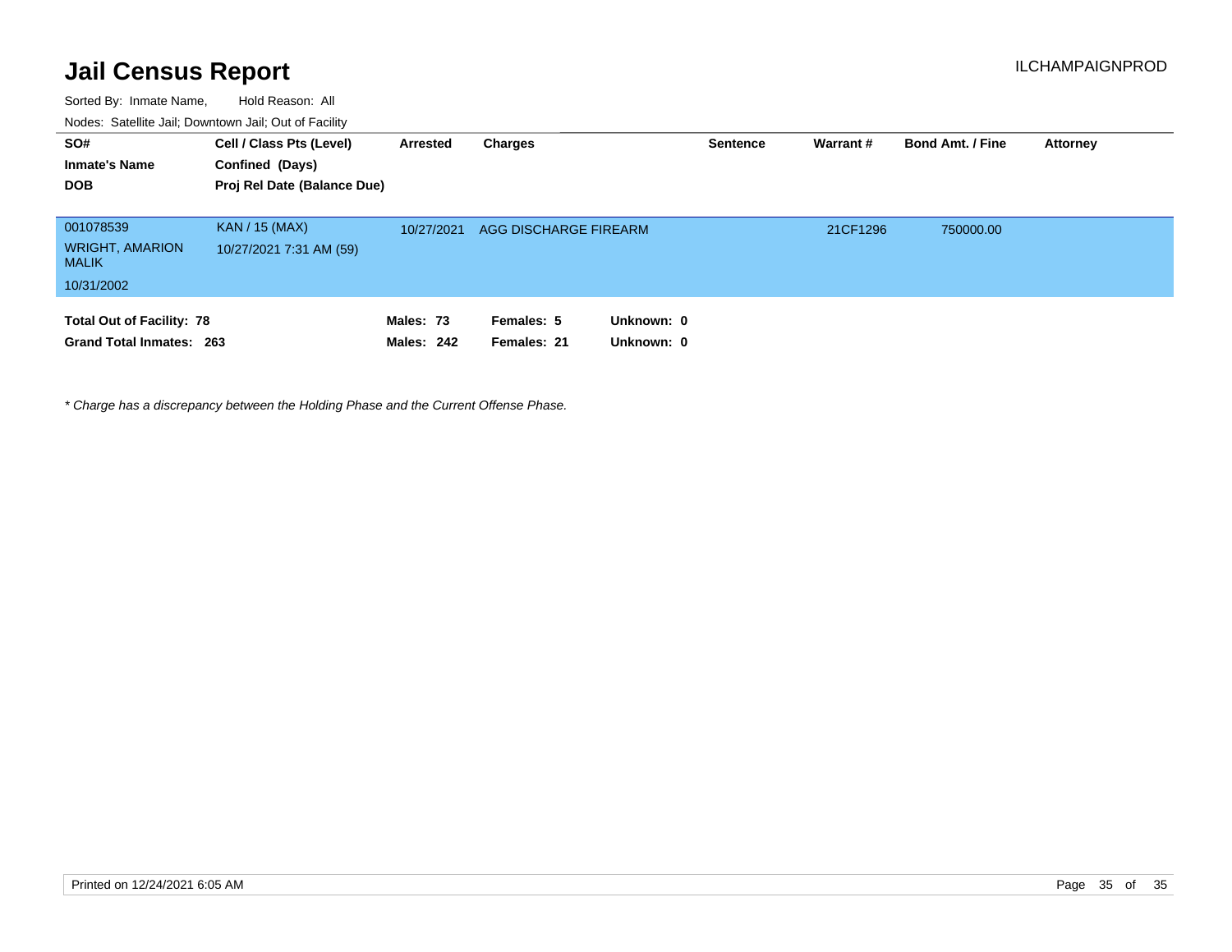# Jail Census Report

ILCHAMPAIGNPROD

Sorted By: Inmate Name, Hold Reason: All

Nodes: Satellite Jail; Downtown Jail; Out of Facility

| SO#<br>Inmate's Name<br>DOB | Cell / Class Pts (Level)<br>Confined (Days)<br>Proj Rel Date (Balance Due) | Arrested | Charges | Sentence | Warrant # | Bond Amt. / Fine | Attorney |
|---|---|---|---|---|---|---|---|
| 001078539<br>WRIGHT, AMARION MALIK<br>10/31/2002 | KAN / 15 (MAX)<br>10/27/2021 7:31 AM (59) | 10/27/2021 | AGG DISCHARGE FIREARM | | 21CF1296 | 750000.00 | |

| | | | |
|---|---|---|---|
| **Total Out of Facility: 78** | **Males: 73** | **Females: 5** | **Unknown: 0** |
| **Grand Total Inmates: 263** | **Males: 242** | **Females: 21** | **Unknown: 0** |

*\* Charge has a discrepancy between the Holding Phase and the Current Offense Phase.*

Printed on 12/24/2021 6:05 AM